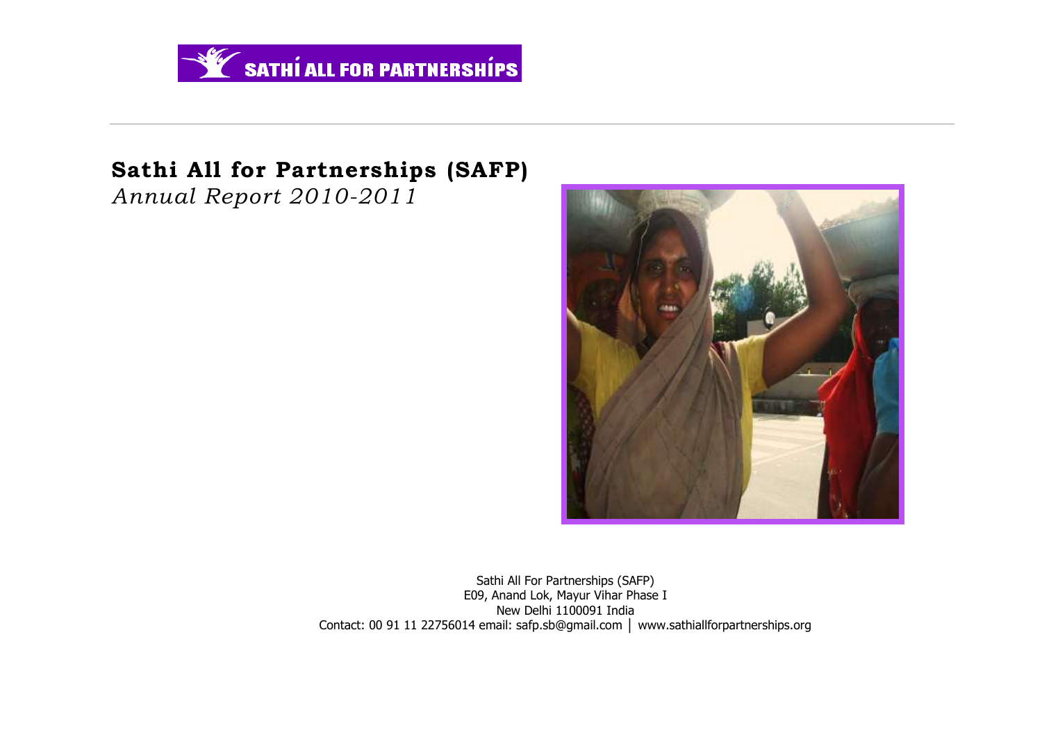SATHÍ ALL FOR PARTNERSHÍPS

# Sathi All for Partnerships (SAFP)

*Annual Report 2010-2011*

Sathi All For Partnerships (SAFP)
E09, Anand Lok, Mayur Vihar Phase I
New Delhi 1100091 India
Contact: 00 91 11 22756014 email: safp.sb@gmail.com | www.sathiallforpartnerships.org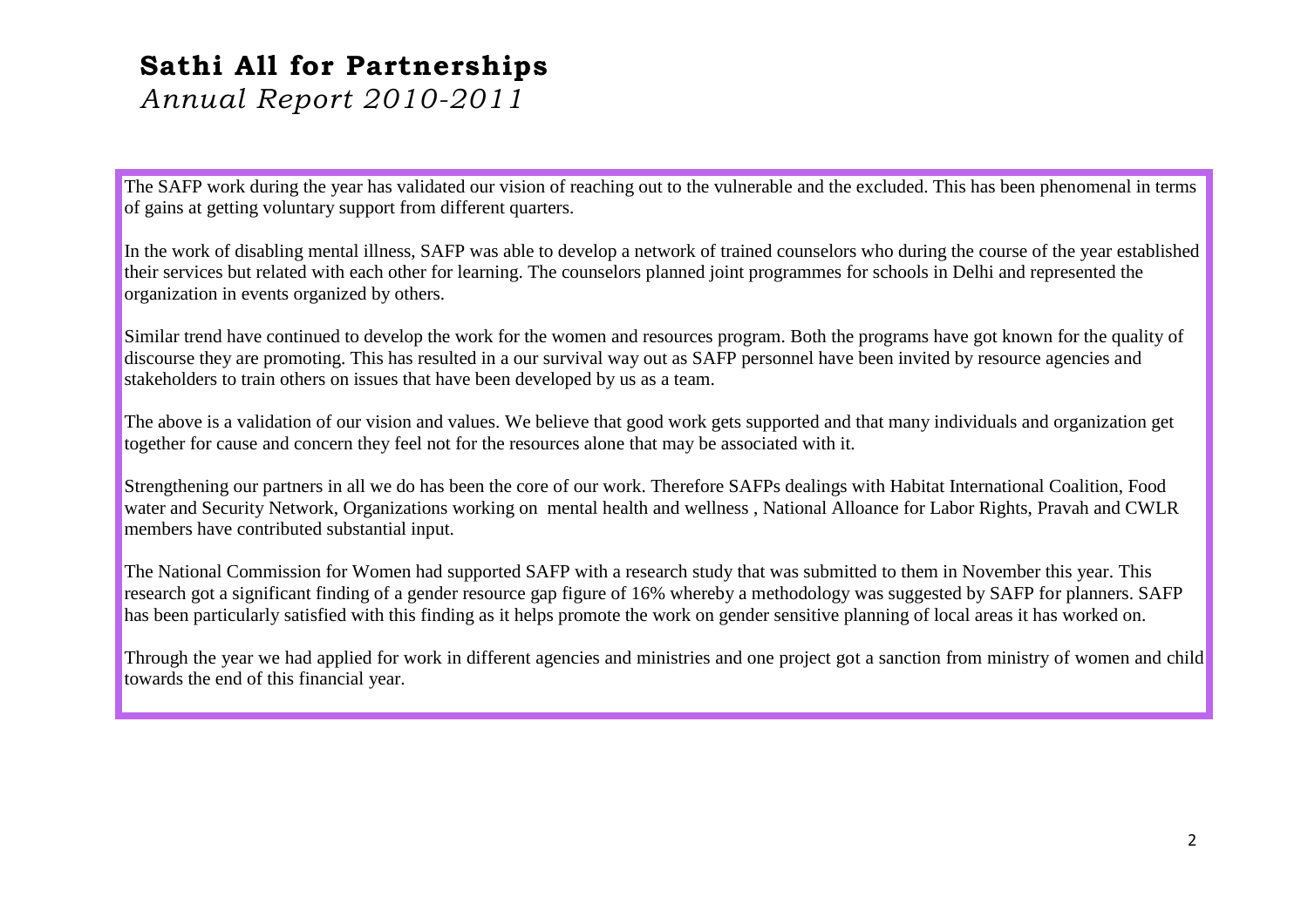# **Sathi All for Partnerships**

*Annual Report 2010-2011*

The SAFP work during the year has validated our vision of reaching out to the vulnerable and the excluded. This has been phenomenal in terms of gains at getting voluntary support from different quarters.

In the work of disabling mental illness, SAFP was able to develop a network of trained counselors who during the course of the year established their services but related with each other for learning. The counselors planned joint programmes for schools in Delhi and represented the organization in events organized by others.

Similar trend have continued to develop the work for the women and resources program. Both the programs have got known for the quality of discourse they are promoting. This has resulted in a our survival way out as SAFP personnel have been invited by resource agencies and stakeholders to train others on issues that have been developed by us as a team.

The above is a validation of our vision and values. We believe that good work gets supported and that many individuals and organization get together for cause and concern they feel not for the resources alone that may be associated with it.

Strengthening our partners in all we do has been the core of our work. Therefore SAFPs dealings with Habitat International Coalition, Food water and Security Network, Organizations working on mental health and wellness , National Alloance for Labor Rights, Pravah and CWLR members have contributed substantial input.

The National Commission for Women had supported SAFP with a research study that was submitted to them in November this year. This research got a significant finding of a gender resource gap figure of 16% whereby a methodology was suggested by SAFP for planners. SAFP has been particularly satisfied with this finding as it helps promote the work on gender sensitive planning of local areas it has worked on.

Through the year we had applied for work in different agencies and ministries and one project got a sanction from ministry of women and child towards the end of this financial year.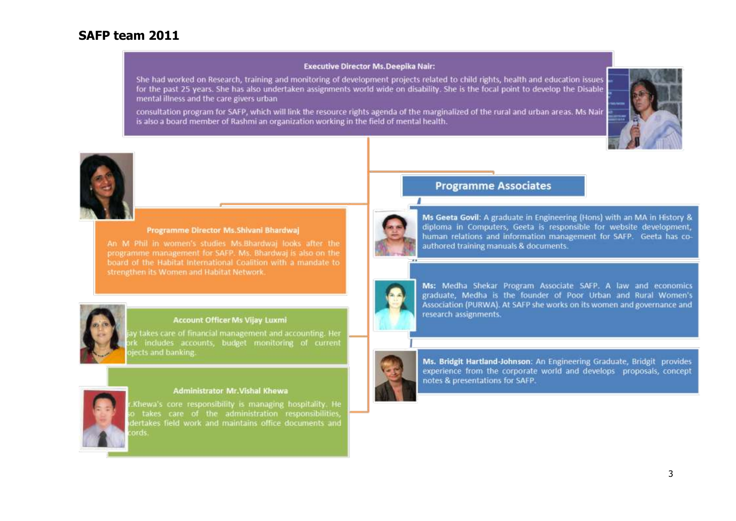# SAFP team 2011

**Executive Director Ms.Deepika Nair:**

She had worked on Research, training and monitoring of development projects related to child rights, health and education issues for the past 25 years. She has also undertaken assignments world wide on disability. She is the focal point to develop the Disable mental illness and the care givers urban

consultation program for SAFP, which will link the resource rights agenda of the marginalized of the rural and urban areas. Ms Nair is also a board member of Rashmi an organization working in the field of mental health.

**Programme Director Ms.Shivani Bhardwaj**

An M Phil in women's studies Ms.Bhardwaj looks after the programme management for SAFP. Ms. Bhardwaj is also on the board of the Habitat International Coalition with a mandate to strengthen its Women and Habitat Network.

**Account Officer Ms Vijay Luxmi**

jay takes care of financial management and accounting. Her ork includes accounts, budget monitoring of current ojects and banking.

**Administrator Mr.Vishal Khewa**

r.Khewa's core responsibility is managing hospitality. He so takes care of the administration responsibilities, dertakes field work and maintains office documents and cords.

## Programme Associates

**Ms Geeta Govil**: A graduate in Engineering (Hons) with an MA in History & diploma in Computers, Geeta is responsible for website development, human relations and information management for SAFP. Geeta has co-authored training manuals & documents.

**Ms:** Medha Shekar Program Associate SAFP. A law and economics graduate, Medha is the founder of Poor Urban and Rural Women's Association (PURWA). At SAFP she works on its women and governance and research assignments.

**Ms. Bridgit Hartland-Johnson**: An Engineering Graduate, Bridgit provides experience from the corporate world and develops proposals, concept notes & presentations for SAFP.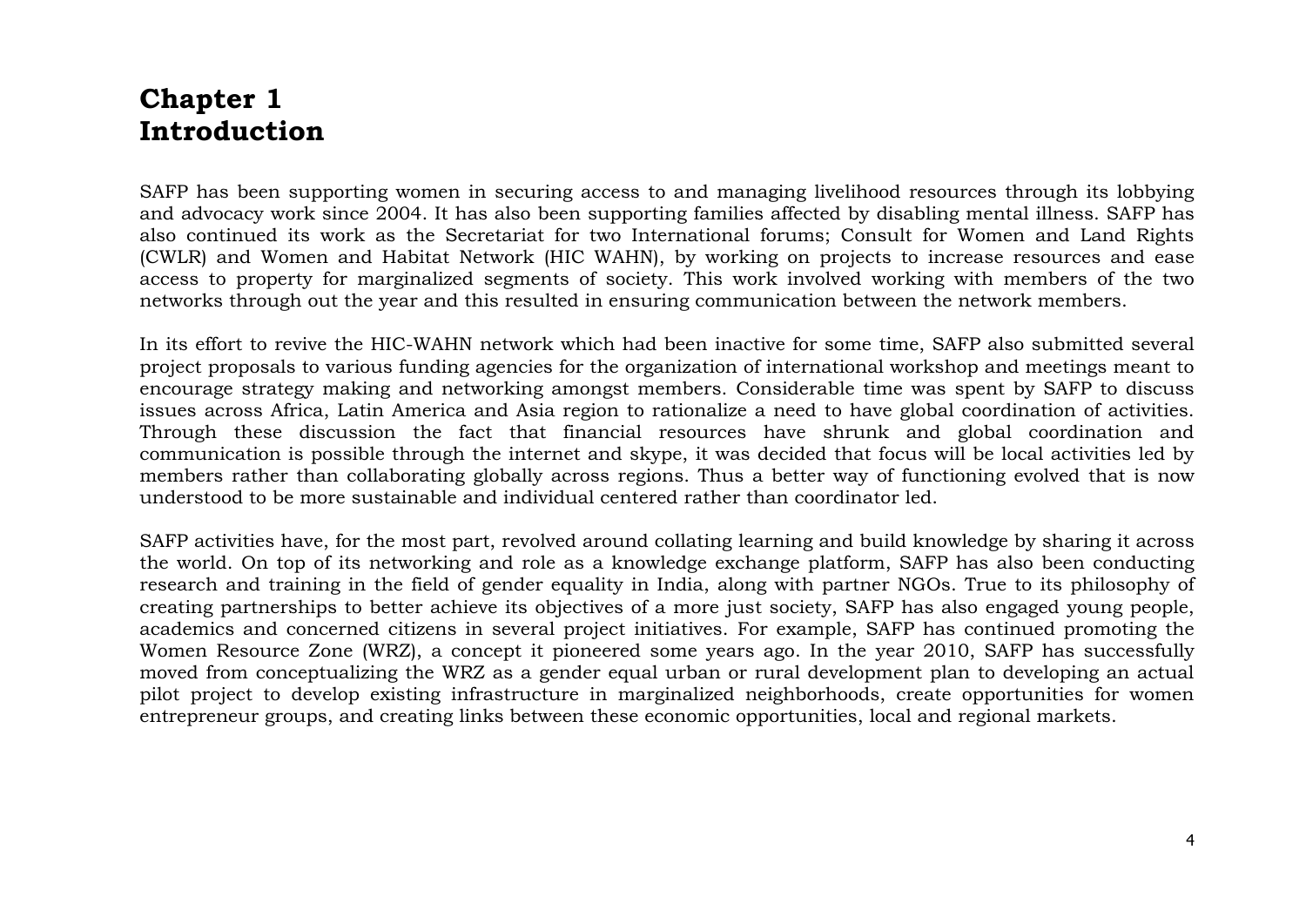# Chapter 1
# Introduction

SAFP has been supporting women in securing access to and managing livelihood resources through its lobbying and advocacy work since 2004. It has also been supporting families affected by disabling mental illness. SAFP has also continued its work as the Secretariat for two International forums; Consult for Women and Land Rights (CWLR) and Women and Habitat Network (HIC WAHN), by working on projects to increase resources and ease access to property for marginalized segments of society. This work involved working with members of the two networks through out the year and this resulted in ensuring communication between the network members.

In its effort to revive the HIC-WAHN network which had been inactive for some time, SAFP also submitted several project proposals to various funding agencies for the organization of international workshop and meetings meant to encourage strategy making and networking amongst members. Considerable time was spent by SAFP to discuss issues across Africa, Latin America and Asia region to rationalize a need to have global coordination of activities. Through these discussion the fact that financial resources have shrunk and global coordination and communication is possible through the internet and skype, it was decided that focus will be local activities led by members rather than collaborating globally across regions. Thus a better way of functioning evolved that is now understood to be more sustainable and individual centered rather than coordinator led.

SAFP activities have, for the most part, revolved around collating learning and build knowledge by sharing it across the world. On top of its networking and role as a knowledge exchange platform, SAFP has also been conducting research and training in the field of gender equality in India, along with partner NGOs. True to its philosophy of creating partnerships to better achieve its objectives of a more just society, SAFP has also engaged young people, academics and concerned citizens in several project initiatives. For example, SAFP has continued promoting the Women Resource Zone (WRZ), a concept it pioneered some years ago. In the year 2010, SAFP has successfully moved from conceptualizing the WRZ as a gender equal urban or rural development plan to developing an actual pilot project to develop existing infrastructure in marginalized neighborhoods, create opportunities for women entrepreneur groups, and creating links between these economic opportunities, local and regional markets.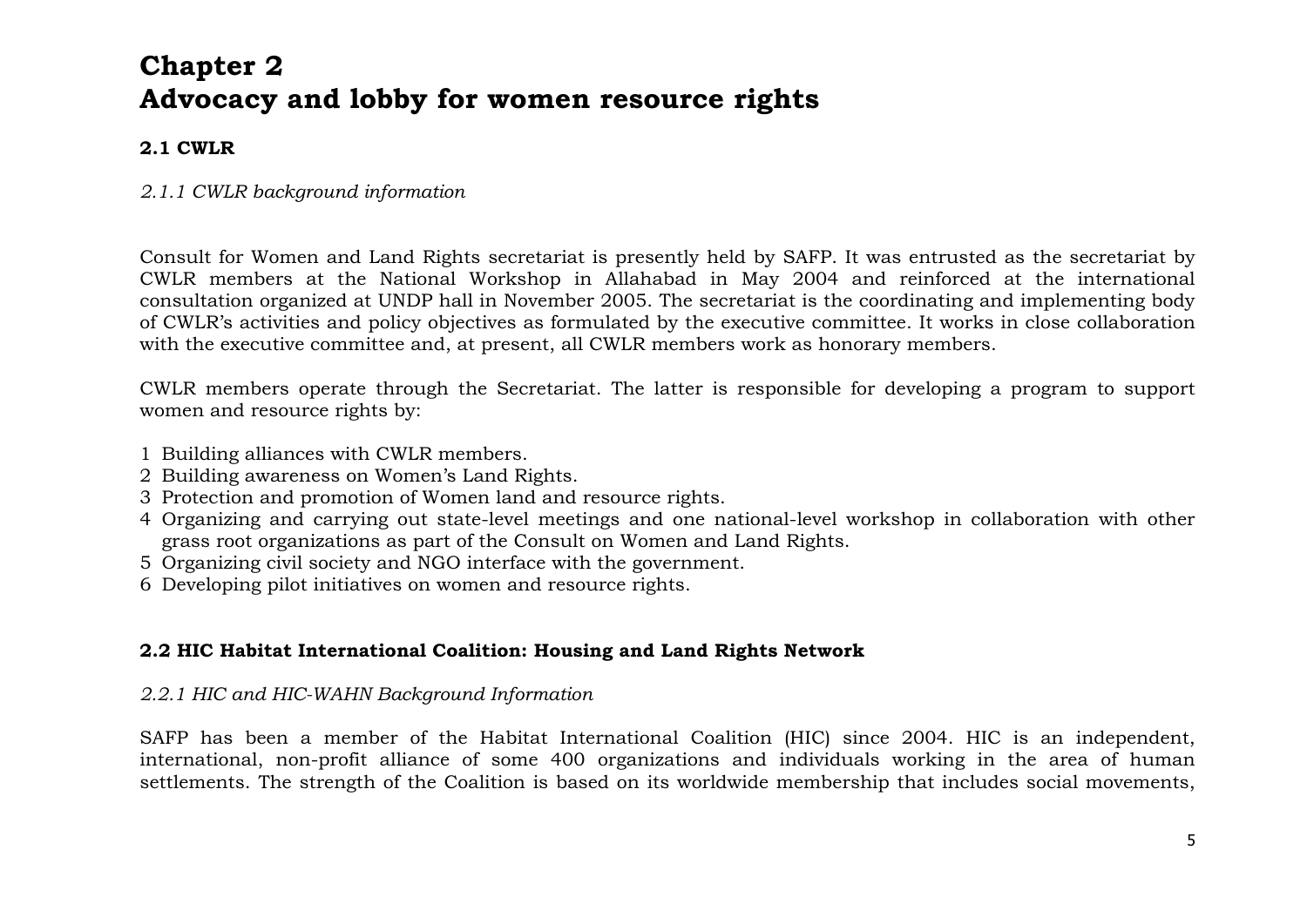# Chapter 2
# Advocacy and lobby for women resource rights

### 2.1 CWLR

*2.1.1 CWLR background information*

Consult for Women and Land Rights secretariat is presently held by SAFP. It was entrusted as the secretariat by CWLR members at the National Workshop in Allahabad in May 2004 and reinforced at the international consultation organized at UNDP hall in November 2005. The secretariat is the coordinating and implementing body of CWLR's activities and policy objectives as formulated by the executive committee. It works in close collaboration with the executive committee and, at present, all CWLR members work as honorary members.

CWLR members operate through the Secretariat. The latter is responsible for developing a program to support women and resource rights by:

1. Building alliances with CWLR members.
2. Building awareness on Women's Land Rights.
3. Protection and promotion of Women land and resource rights.
4. Organizing and carrying out state-level meetings and one national-level workshop in collaboration with other grass root organizations as part of the Consult on Women and Land Rights.
5. Organizing civil society and NGO interface with the government.
6. Developing pilot initiatives on women and resource rights.

### 2.2 HIC Habitat International Coalition: Housing and Land Rights Network

*2.2.1 HIC and HIC-WAHN Background Information*

SAFP has been a member of the Habitat International Coalition (HIC) since 2004. HIC is an independent, international, non-profit alliance of some 400 organizations and individuals working in the area of human settlements. The strength of the Coalition is based on its worldwide membership that includes social movements,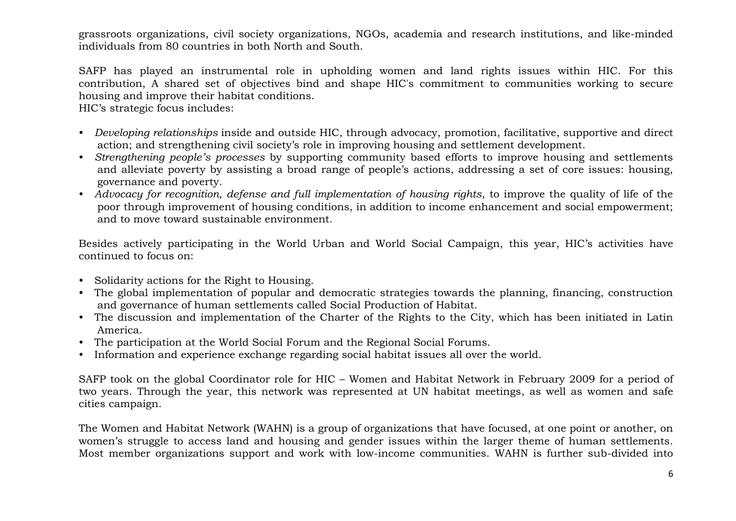grassroots organizations, civil society organizations, NGOs, academia and research institutions, and like-minded individuals from 80 countries in both North and South.

SAFP has played an instrumental role in upholding women and land rights issues within HIC. For this contribution, A shared set of objectives bind and shape HIC's commitment to communities working to secure housing and improve their habitat conditions.
HIC's strategic focus includes:

- *Developing relationships* inside and outside HIC, through advocacy, promotion, facilitative, supportive and direct action; and strengthening civil society's role in improving housing and settlement development.
- *Strengthening people's processes* by supporting community based efforts to improve housing and settlements and alleviate poverty by assisting a broad range of people's actions, addressing a set of core issues: housing, governance and poverty.
- *Advocacy for recognition, defense and full implementation of housing rights*, to improve the quality of life of the poor through improvement of housing conditions, in addition to income enhancement and social empowerment; and to move toward sustainable environment.

Besides actively participating in the World Urban and World Social Campaign, this year, HIC's activities have continued to focus on:

- Solidarity actions for the Right to Housing.
- The global implementation of popular and democratic strategies towards the planning, financing, construction and governance of human settlements called Social Production of Habitat.
- The discussion and implementation of the Charter of the Rights to the City, which has been initiated in Latin America.
- The participation at the World Social Forum and the Regional Social Forums.
- Information and experience exchange regarding social habitat issues all over the world.

SAFP took on the global Coordinator role for HIC – Women and Habitat Network in February 2009 for a period of two years. Through the year, this network was represented at UN habitat meetings, as well as women and safe cities campaign.

The Women and Habitat Network (WAHN) is a group of organizations that have focused, at one point or another, on women's struggle to access land and housing and gender issues within the larger theme of human settlements. Most member organizations support and work with low-income communities. WAHN is further sub-divided into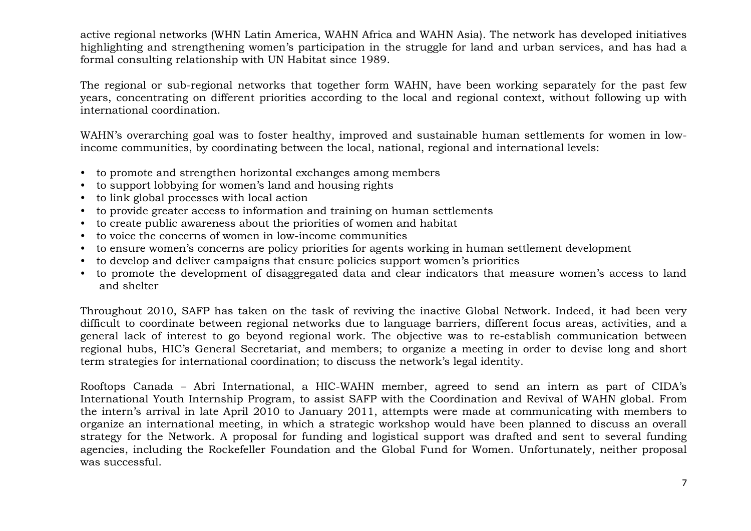active regional networks (WHN Latin America, WAHN Africa and WAHN Asia). The network has developed initiatives highlighting and strengthening women's participation in the struggle for land and urban services, and has had a formal consulting relationship with UN Habitat since 1989.

The regional or sub-regional networks that together form WAHN, have been working separately for the past few years, concentrating on different priorities according to the local and regional context, without following up with international coordination.

WAHN's overarching goal was to foster healthy, improved and sustainable human settlements for women in low-income communities, by coordinating between the local, national, regional and international levels:

- to promote and strengthen horizontal exchanges among members
- to support lobbying for women's land and housing rights
- to link global processes with local action
- to provide greater access to information and training on human settlements
- to create public awareness about the priorities of women and habitat
- to voice the concerns of women in low-income communities
- to ensure women's concerns are policy priorities for agents working in human settlement development
- to develop and deliver campaigns that ensure policies support women's priorities
- to promote the development of disaggregated data and clear indicators that measure women's access to land and shelter

Throughout 2010, SAFP has taken on the task of reviving the inactive Global Network. Indeed, it had been very difficult to coordinate between regional networks due to language barriers, different focus areas, activities, and a general lack of interest to go beyond regional work. The objective was to re-establish communication between regional hubs, HIC's General Secretariat, and members; to organize a meeting in order to devise long and short term strategies for international coordination; to discuss the network's legal identity.

Rooftops Canada – Abri International, a HIC-WAHN member, agreed to send an intern as part of CIDA's International Youth Internship Program, to assist SAFP with the Coordination and Revival of WAHN global. From the intern's arrival in late April 2010 to January 2011, attempts were made at communicating with members to organize an international meeting, in which a strategic workshop would have been planned to discuss an overall strategy for the Network. A proposal for funding and logistical support was drafted and sent to several funding agencies, including the Rockefeller Foundation and the Global Fund for Women. Unfortunately, neither proposal was successful.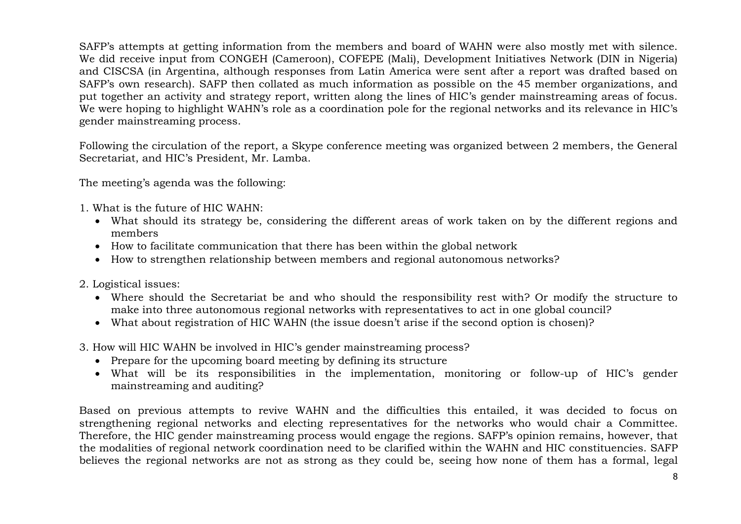SAFP's attempts at getting information from the members and board of WAHN were also mostly met with silence. We did receive input from CONGEH (Cameroon), COFEPE (Mali), Development Initiatives Network (DIN in Nigeria) and CISCSA (in Argentina, although responses from Latin America were sent after a report was drafted based on SAFP's own research). SAFP then collated as much information as possible on the 45 member organizations, and put together an activity and strategy report, written along the lines of HIC's gender mainstreaming areas of focus. We were hoping to highlight WAHN's role as a coordination pole for the regional networks and its relevance in HIC's gender mainstreaming process.

Following the circulation of the report, a Skype conference meeting was organized between 2 members, the General Secretariat, and HIC's President, Mr. Lamba.

The meeting's agenda was the following:

1. What is the future of HIC WAHN:
   - What should its strategy be, considering the different areas of work taken on by the different regions and members
   - How to facilitate communication that there has been within the global network
   - How to strengthen relationship between members and regional autonomous networks?

2. Logistical issues:
   - Where should the Secretariat be and who should the responsibility rest with? Or modify the structure to make into three autonomous regional networks with representatives to act in one global council?
   - What about registration of HIC WAHN (the issue doesn't arise if the second option is chosen)?

3. How will HIC WAHN be involved in HIC's gender mainstreaming process?
   - Prepare for the upcoming board meeting by defining its structure
   - What will be its responsibilities in the implementation, monitoring or follow-up of HIC's gender mainstreaming and auditing?

Based on previous attempts to revive WAHN and the difficulties this entailed, it was decided to focus on strengthening regional networks and electing representatives for the networks who would chair a Committee. Therefore, the HIC gender mainstreaming process would engage the regions. SAFP's opinion remains, however, that the modalities of regional network coordination need to be clarified within the WAHN and HIC constituencies. SAFP believes the regional networks are not as strong as they could be, seeing how none of them has a formal, legal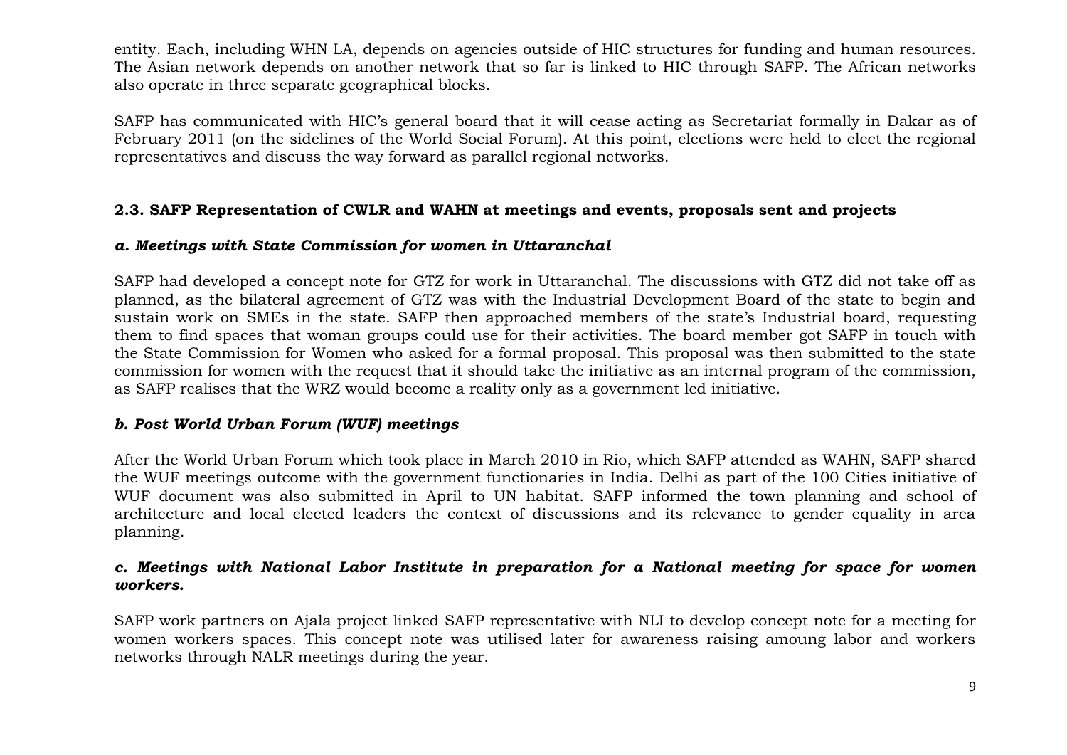entity. Each, including WHN LA, depends on agencies outside of HIC structures for funding and human resources. The Asian network depends on another network that so far is linked to HIC through SAFP. The African networks also operate in three separate geographical blocks.

SAFP has communicated with HIC's general board that it will cease acting as Secretariat formally in Dakar as of February 2011 (on the sidelines of the World Social Forum). At this point, elections were held to elect the regional representatives and discuss the way forward as parallel regional networks.

### 2.3. SAFP Representation of CWLR and WAHN at meetings and events, proposals sent and projects

#### *a. Meetings with State Commission for women in Uttaranchal*

SAFP had developed a concept note for GTZ for work in Uttaranchal. The discussions with GTZ did not take off as planned, as the bilateral agreement of GTZ was with the Industrial Development Board of the state to begin and sustain work on SMEs in the state. SAFP then approached members of the state's Industrial board, requesting them to find spaces that woman groups could use for their activities. The board member got SAFP in touch with the State Commission for Women who asked for a formal proposal. This proposal was then submitted to the state commission for women with the request that it should take the initiative as an internal program of the commission, as SAFP realises that the WRZ would become a reality only as a government led initiative.

#### *b. Post World Urban Forum (WUF) meetings*

After the World Urban Forum which took place in March 2010 in Rio, which SAFP attended as WAHN, SAFP shared the WUF meetings outcome with the government functionaries in India. Delhi as part of the 100 Cities initiative of WUF document was also submitted in April to UN habitat. SAFP informed the town planning and school of architecture and local elected leaders the context of discussions and its relevance to gender equality in area planning.

#### *c. Meetings with National Labor Institute in preparation for a National meeting for space for women workers.*

SAFP work partners on Ajala project linked SAFP representative with NLI to develop concept note for a meeting for women workers spaces. This concept note was utilised later for awareness raising amoung labor and workers networks through NALR meetings during the year.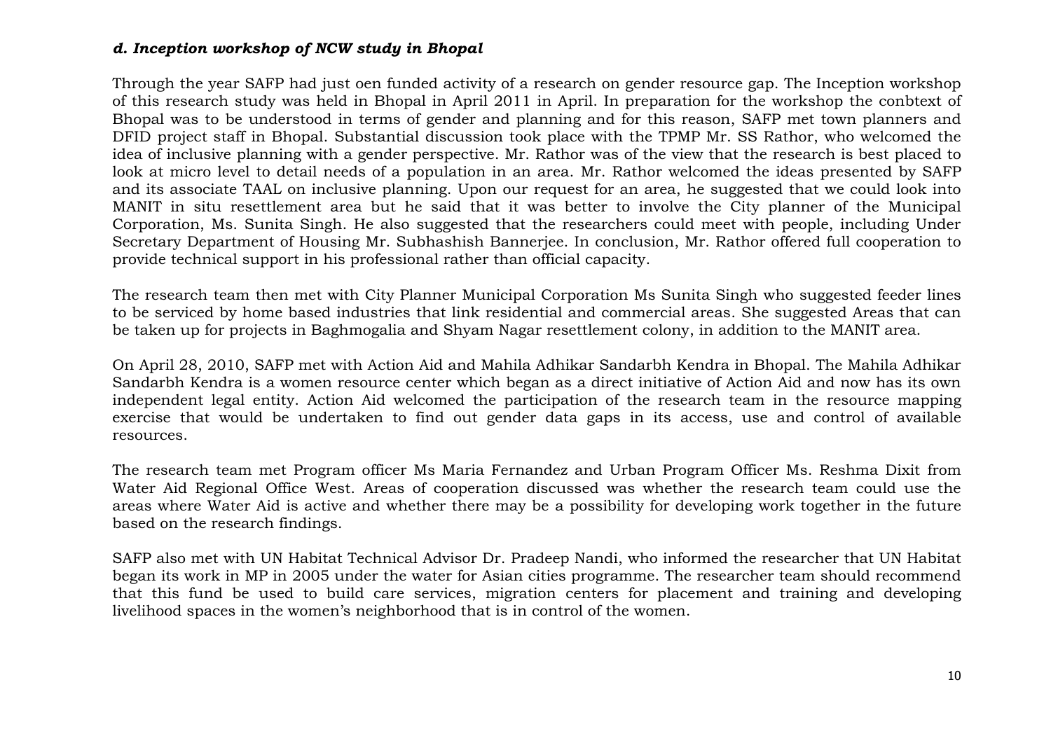### *d. Inception workshop of NCW study in Bhopal*

Through the year SAFP had just oen funded activity of a research on gender resource gap. The Inception workshop of this research study was held in Bhopal in April 2011 in April. In preparation for the workshop the conbtext of Bhopal was to be understood in terms of gender and planning and for this reason, SAFP met town planners and DFID project staff in Bhopal. Substantial discussion took place with the TPMP Mr. SS Rathor, who welcomed the idea of inclusive planning with a gender perspective. Mr. Rathor was of the view that the research is best placed to look at micro level to detail needs of a population in an area. Mr. Rathor welcomed the ideas presented by SAFP and its associate TAAL on inclusive planning. Upon our request for an area, he suggested that we could look into MANIT in situ resettlement area but he said that it was better to involve the City planner of the Municipal Corporation, Ms. Sunita Singh. He also suggested that the researchers could meet with people, including Under Secretary Department of Housing Mr. Subhashish Bannerjee. In conclusion, Mr. Rathor offered full cooperation to provide technical support in his professional rather than official capacity.

The research team then met with City Planner Municipal Corporation Ms Sunita Singh who suggested feeder lines to be serviced by home based industries that link residential and commercial areas. She suggested Areas that can be taken up for projects in Baghmogalia and Shyam Nagar resettlement colony, in addition to the MANIT area.

On April 28, 2010, SAFP met with Action Aid and Mahila Adhikar Sandarbh Kendra in Bhopal. The Mahila Adhikar Sandarbh Kendra is a women resource center which began as a direct initiative of Action Aid and now has its own independent legal entity. Action Aid welcomed the participation of the research team in the resource mapping exercise that would be undertaken to find out gender data gaps in its access, use and control of available resources.

The research team met Program officer Ms Maria Fernandez and Urban Program Officer Ms. Reshma Dixit from Water Aid Regional Office West. Areas of cooperation discussed was whether the research team could use the areas where Water Aid is active and whether there may be a possibility for developing work together in the future based on the research findings.

SAFP also met with UN Habitat Technical Advisor Dr. Pradeep Nandi, who informed the researcher that UN Habitat began its work in MP in 2005 under the water for Asian cities programme. The researcher team should recommend that this fund be used to build care services, migration centers for placement and training and developing livelihood spaces in the women's neighborhood that is in control of the women.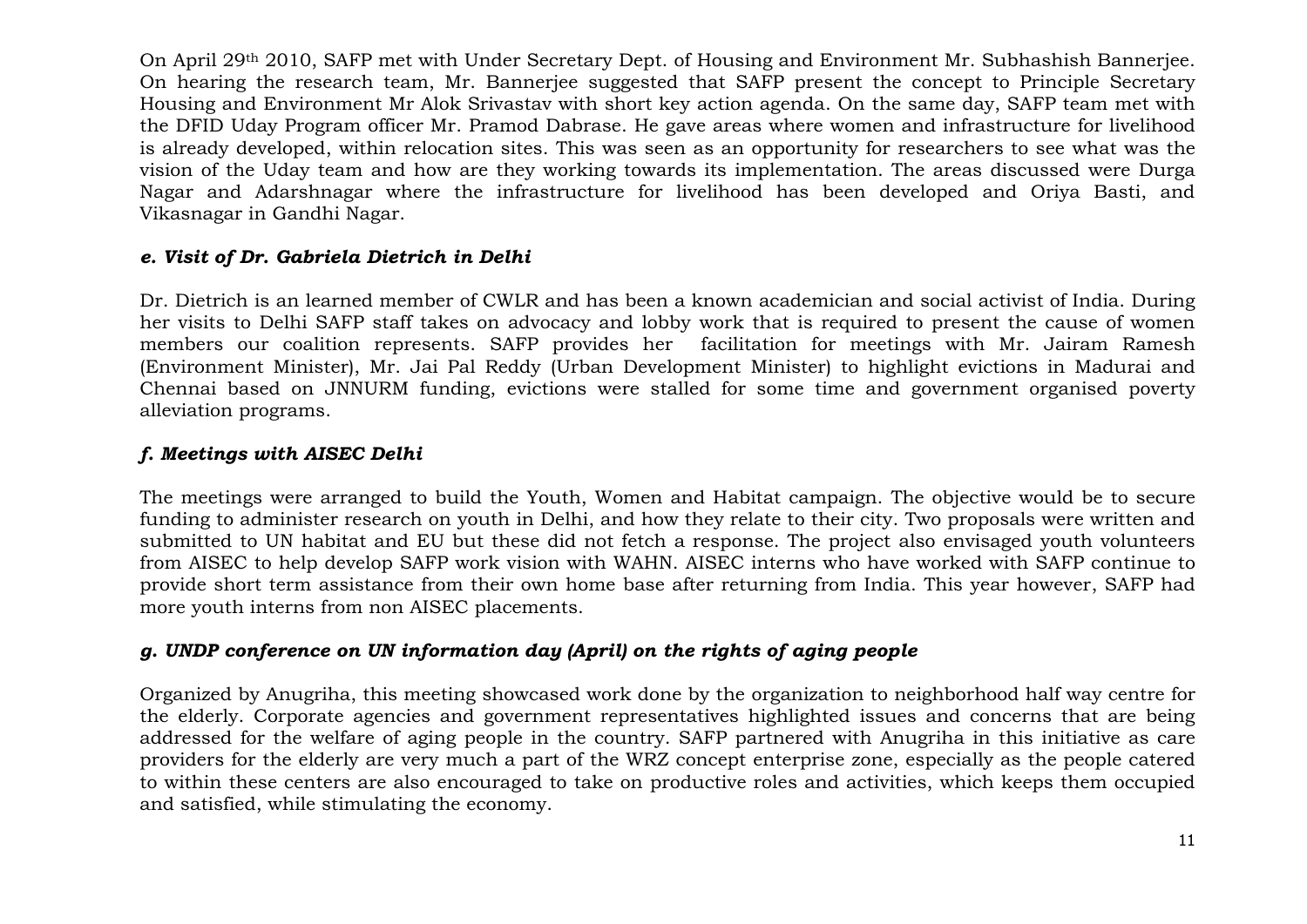On April 29th 2010, SAFP met with Under Secretary Dept. of Housing and Environment Mr. Subhashish Bannerjee. On hearing the research team, Mr. Bannerjee suggested that SAFP present the concept to Principle Secretary Housing and Environment Mr Alok Srivastav with short key action agenda. On the same day, SAFP team met with the DFID Uday Program officer Mr. Pramod Dabrase. He gave areas where women and infrastructure for livelihood is already developed, within relocation sites. This was seen as an opportunity for researchers to see what was the vision of the Uday team and how are they working towards its implementation. The areas discussed were Durga Nagar and Adarshnagar where the infrastructure for livelihood has been developed and Oriya Basti, and Vikasnagar in Gandhi Nagar.

### *e. Visit of Dr. Gabriela Dietrich in Delhi*

Dr. Dietrich is an learned member of CWLR and has been a known academician and social activist of India. During her visits to Delhi SAFP staff takes on advocacy and lobby work that is required to present the cause of women members our coalition represents. SAFP provides her facilitation for meetings with Mr. Jairam Ramesh (Environment Minister), Mr. Jai Pal Reddy (Urban Development Minister) to highlight evictions in Madurai and Chennai based on JNNURM funding, evictions were stalled for some time and government organised poverty alleviation programs.

### *f. Meetings with AISEC Delhi*

The meetings were arranged to build the Youth, Women and Habitat campaign. The objective would be to secure funding to administer research on youth in Delhi, and how they relate to their city. Two proposals were written and submitted to UN habitat and EU but these did not fetch a response. The project also envisaged youth volunteers from AISEC to help develop SAFP work vision with WAHN. AISEC interns who have worked with SAFP continue to provide short term assistance from their own home base after returning from India. This year however, SAFP had more youth interns from non AISEC placements.

### *g. UNDP conference on UN information day (April) on the rights of aging people*

Organized by Anugriha, this meeting showcased work done by the organization to neighborhood half way centre for the elderly. Corporate agencies and government representatives highlighted issues and concerns that are being addressed for the welfare of aging people in the country. SAFP partnered with Anugriha in this initiative as care providers for the elderly are very much a part of the WRZ concept enterprise zone, especially as the people catered to within these centers are also encouraged to take on productive roles and activities, which keeps them occupied and satisfied, while stimulating the economy.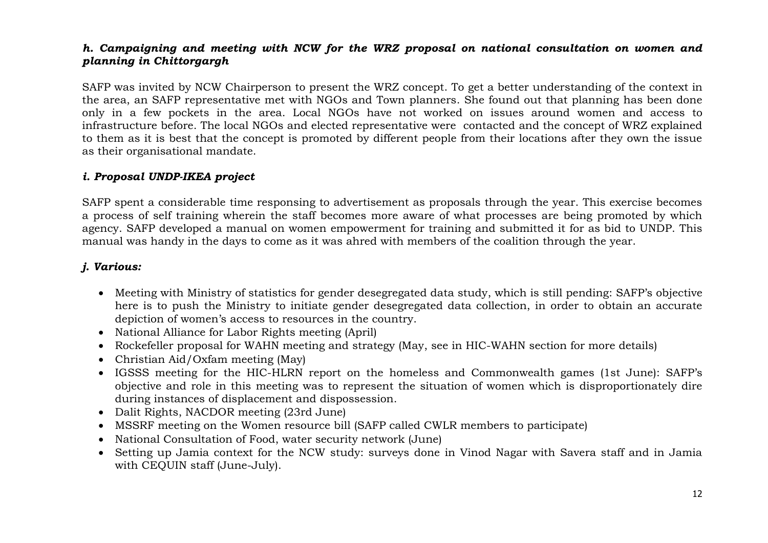### *h. Campaigning and meeting with NCW for the WRZ proposal on national consultation on women and planning in Chittorgargh*

SAFP was invited by NCW Chairperson to present the WRZ concept. To get a better understanding of the context in the area, an SAFP representative met with NGOs and Town planners. She found out that planning has been done only in a few pockets in the area. Local NGOs have not worked on issues around women and access to infrastructure before. The local NGOs and elected representative were contacted and the concept of WRZ explained to them as it is best that the concept is promoted by different people from their locations after they own the issue as their organisational mandate.

### *i. Proposal UNDP-IKEA project*

SAFP spent a considerable time responsing to advertisement as proposals through the year. This exercise becomes a process of self training wherein the staff becomes more aware of what processes are being promoted by which agency. SAFP developed a manual on women empowerment for training and submitted it for as bid to UNDP. This manual was handy in the days to come as it was ahred with members of the coalition through the year.

### *j. Various:*

- Meeting with Ministry of statistics for gender desegregated data study, which is still pending: SAFP's objective here is to push the Ministry to initiate gender desegregated data collection, in order to obtain an accurate depiction of women's access to resources in the country.
- National Alliance for Labor Rights meeting (April)
- Rockefeller proposal for WAHN meeting and strategy (May, see in HIC-WAHN section for more details)
- Christian Aid/Oxfam meeting (May)
- IGSSS meeting for the HIC-HLRN report on the homeless and Commonwealth games (1st June): SAFP's objective and role in this meeting was to represent the situation of women which is disproportionately dire during instances of displacement and dispossession.
- Dalit Rights, NACDOR meeting (23rd June)
- MSSRF meeting on the Women resource bill (SAFP called CWLR members to participate)
- National Consultation of Food, water security network (June)
- Setting up Jamia context for the NCW study: surveys done in Vinod Nagar with Savera staff and in Jamia with CEQUIN staff (June-July).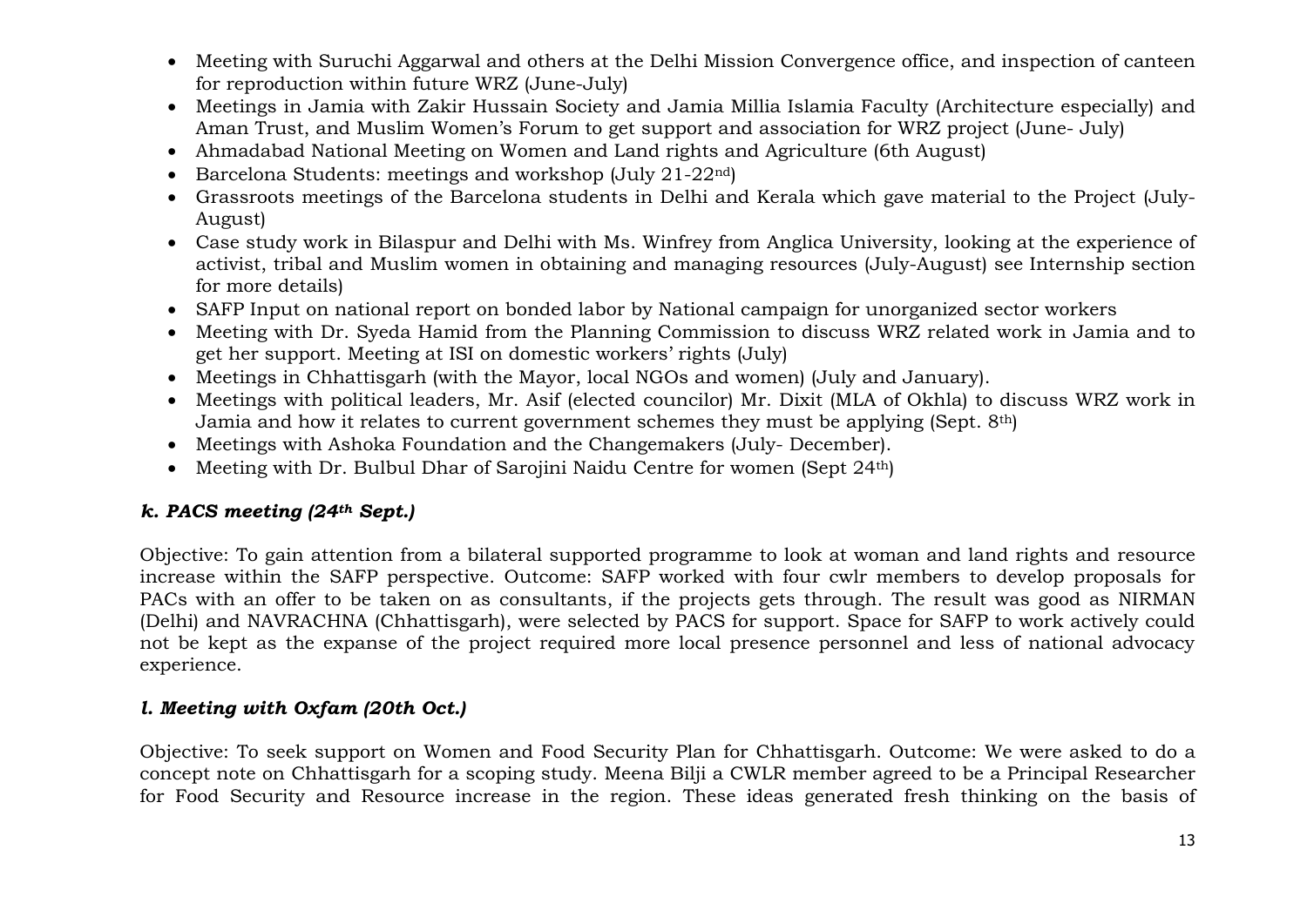- Meeting with Suruchi Aggarwal and others at the Delhi Mission Convergence office, and inspection of canteen for reproduction within future WRZ (June-July)
- Meetings in Jamia with Zakir Hussain Society and Jamia Millia Islamia Faculty (Architecture especially) and Aman Trust, and Muslim Women's Forum to get support and association for WRZ project (June- July)
- Ahmadabad National Meeting on Women and Land rights and Agriculture (6th August)
- Barcelona Students: meetings and workshop (July 21-22nd)
- Grassroots meetings of the Barcelona students in Delhi and Kerala which gave material to the Project (July-August)
- Case study work in Bilaspur and Delhi with Ms. Winfrey from Anglica University, looking at the experience of activist, tribal and Muslim women in obtaining and managing resources (July-August) see Internship section for more details)
- SAFP Input on national report on bonded labor by National campaign for unorganized sector workers
- Meeting with Dr. Syeda Hamid from the Planning Commission to discuss WRZ related work in Jamia and to get her support. Meeting at ISI on domestic workers' rights (July)
- Meetings in Chhattisgarh (with the Mayor, local NGOs and women) (July and January).
- Meetings with political leaders, Mr. Asif (elected councilor) Mr. Dixit (MLA of Okhla) to discuss WRZ work in Jamia and how it relates to current government schemes they must be applying (Sept. 8th)
- Meetings with Ashoka Foundation and the Changemakers (July- December).
- Meeting with Dr. Bulbul Dhar of Sarojini Naidu Centre for women (Sept 24th)

### *k. PACS meeting (24th Sept.)*

Objective: To gain attention from a bilateral supported programme to look at woman and land rights and resource increase within the SAFP perspective. Outcome: SAFP worked with four cwlr members to develop proposals for PACs with an offer to be taken on as consultants, if the projects gets through. The result was good as NIRMAN (Delhi) and NAVRACHNA (Chhattisgarh), were selected by PACS for support. Space for SAFP to work actively could not be kept as the expanse of the project required more local presence personnel and less of national advocacy experience.

### *l. Meeting with Oxfam (20th Oct.)*

Objective: To seek support on Women and Food Security Plan for Chhattisgarh. Outcome: We were asked to do a concept note on Chhattisgarh for a scoping study. Meena Bilji a CWLR member agreed to be a Principal Researcher for Food Security and Resource increase in the region. These ideas generated fresh thinking on the basis of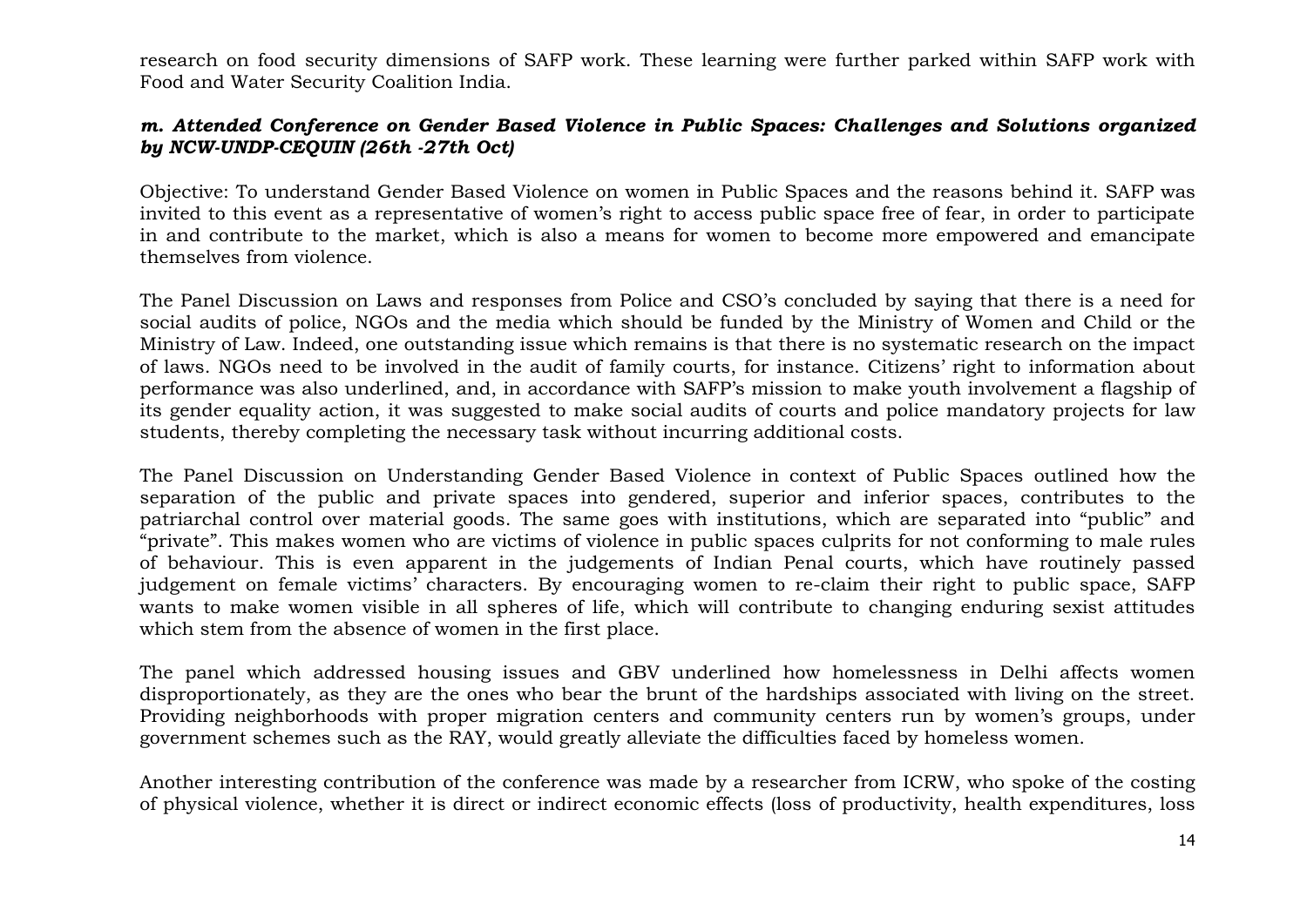research on food security dimensions of SAFP work. These learning were further parked within SAFP work with Food and Water Security Coalition India.

***m. Attended Conference on Gender Based Violence in Public Spaces: Challenges and Solutions organized by NCW-UNDP-CEQUIN (26th -27th Oct)***

Objective: To understand Gender Based Violence on women in Public Spaces and the reasons behind it. SAFP was invited to this event as a representative of women's right to access public space free of fear, in order to participate in and contribute to the market, which is also a means for women to become more empowered and emancipate themselves from violence.

The Panel Discussion on Laws and responses from Police and CSO's concluded by saying that there is a need for social audits of police, NGOs and the media which should be funded by the Ministry of Women and Child or the Ministry of Law. Indeed, one outstanding issue which remains is that there is no systematic research on the impact of laws. NGOs need to be involved in the audit of family courts, for instance. Citizens' right to information about performance was also underlined, and, in accordance with SAFP's mission to make youth involvement a flagship of its gender equality action, it was suggested to make social audits of courts and police mandatory projects for law students, thereby completing the necessary task without incurring additional costs.

The Panel Discussion on Understanding Gender Based Violence in context of Public Spaces outlined how the separation of the public and private spaces into gendered, superior and inferior spaces, contributes to the patriarchal control over material goods. The same goes with institutions, which are separated into "public" and "private". This makes women who are victims of violence in public spaces culprits for not conforming to male rules of behaviour. This is even apparent in the judgements of Indian Penal courts, which have routinely passed judgement on female victims' characters. By encouraging women to re-claim their right to public space, SAFP wants to make women visible in all spheres of life, which will contribute to changing enduring sexist attitudes which stem from the absence of women in the first place.

The panel which addressed housing issues and GBV underlined how homelessness in Delhi affects women disproportionately, as they are the ones who bear the brunt of the hardships associated with living on the street. Providing neighborhoods with proper migration centers and community centers run by women's groups, under government schemes such as the RAY, would greatly alleviate the difficulties faced by homeless women.

Another interesting contribution of the conference was made by a researcher from ICRW, who spoke of the costing of physical violence, whether it is direct or indirect economic effects (loss of productivity, health expenditures, loss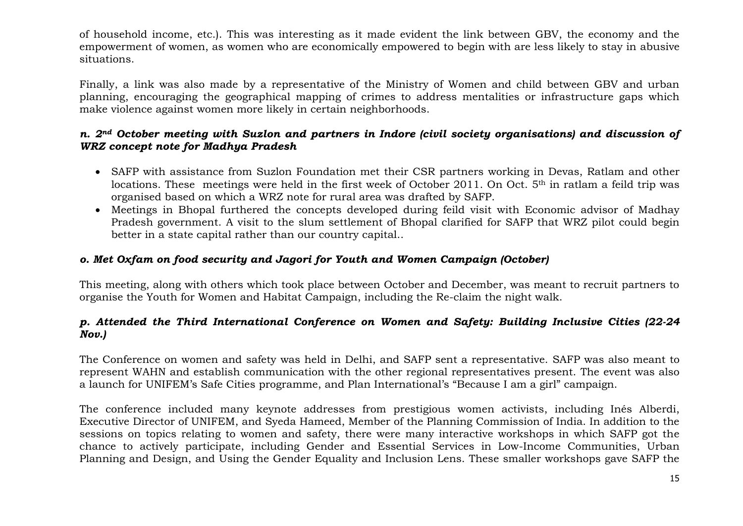of household income, etc.). This was interesting as it made evident the link between GBV, the economy and the empowerment of women, as women who are economically empowered to begin with are less likely to stay in abusive situations.

Finally, a link was also made by a representative of the Ministry of Women and child between GBV and urban planning, encouraging the geographical mapping of crimes to address mentalities or infrastructure gaps which make violence against women more likely in certain neighborhoods.

### *n. 2nd October meeting with Suzlon and partners in Indore (civil society organisations) and discussion of WRZ concept note for Madhya Pradesh*

- SAFP with assistance from Suzlon Foundation met their CSR partners working in Devas, Ratlam and other locations. These meetings were held in the first week of October 2011. On Oct. 5th in ratlam a feild trip was organised based on which a WRZ note for rural area was drafted by SAFP.
- Meetings in Bhopal furthered the concepts developed during feild visit with Economic advisor of Madhay Pradesh government. A visit to the slum settlement of Bhopal clarified for SAFP that WRZ pilot could begin better in a state capital rather than our country capital..

### *o. Met Oxfam on food security and Jagori for Youth and Women Campaign (October)*

This meeting, along with others which took place between October and December, was meant to recruit partners to organise the Youth for Women and Habitat Campaign, including the Re-claim the night walk.

### *p. Attended the Third International Conference on Women and Safety: Building Inclusive Cities (22-24 Nov.)*

The Conference on women and safety was held in Delhi, and SAFP sent a representative. SAFP was also meant to represent WAHN and establish communication with the other regional representatives present. The event was also a launch for UNIFEM's Safe Cities programme, and Plan International's "Because I am a girl" campaign.

The conference included many keynote addresses from prestigious women activists, including Inés Alberdi, Executive Director of UNIFEM, and Syeda Hameed, Member of the Planning Commission of India. In addition to the sessions on topics relating to women and safety, there were many interactive workshops in which SAFP got the chance to actively participate, including Gender and Essential Services in Low-Income Communities, Urban Planning and Design, and Using the Gender Equality and Inclusion Lens. These smaller workshops gave SAFP the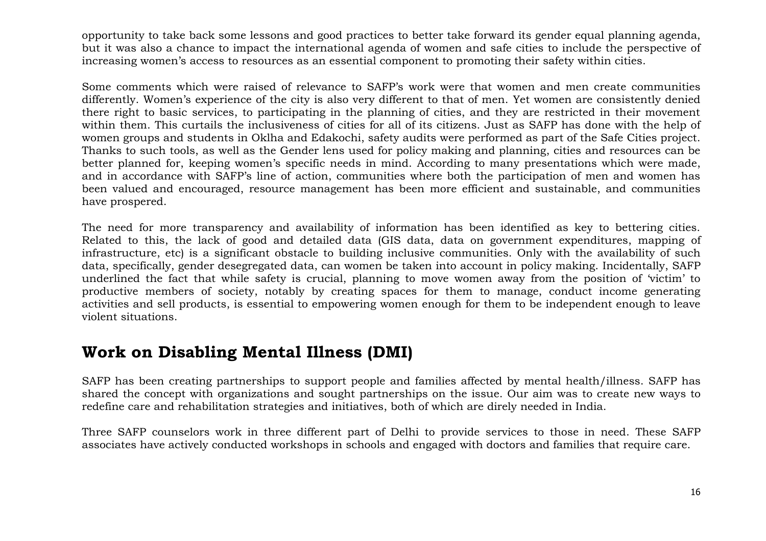opportunity to take back some lessons and good practices to better take forward its gender equal planning agenda, but it was also a chance to impact the international agenda of women and safe cities to include the perspective of increasing women's access to resources as an essential component to promoting their safety within cities.

Some comments which were raised of relevance to SAFP's work were that women and men create communities differently. Women's experience of the city is also very different to that of men. Yet women are consistently denied there right to basic services, to participating in the planning of cities, and they are restricted in their movement within them. This curtails the inclusiveness of cities for all of its citizens. Just as SAFP has done with the help of women groups and students in Oklha and Edakochi, safety audits were performed as part of the Safe Cities project. Thanks to such tools, as well as the Gender lens used for policy making and planning, cities and resources can be better planned for, keeping women's specific needs in mind. According to many presentations which were made, and in accordance with SAFP's line of action, communities where both the participation of men and women has been valued and encouraged, resource management has been more efficient and sustainable, and communities have prospered.

The need for more transparency and availability of information has been identified as key to bettering cities. Related to this, the lack of good and detailed data (GIS data, data on government expenditures, mapping of infrastructure, etc) is a significant obstacle to building inclusive communities. Only with the availability of such data, specifically, gender desegregated data, can women be taken into account in policy making. Incidentally, SAFP underlined the fact that while safety is crucial, planning to move women away from the position of 'victim' to productive members of society, notably by creating spaces for them to manage, conduct income generating activities and sell products, is essential to empowering women enough for them to be independent enough to leave violent situations.

## Work on Disabling Mental Illness (DMI)

SAFP has been creating partnerships to support people and families affected by mental health/illness. SAFP has shared the concept with organizations and sought partnerships on the issue. Our aim was to create new ways to redefine care and rehabilitation strategies and initiatives, both of which are direly needed in India.

Three SAFP counselors work in three different part of Delhi to provide services to those in need. These SAFP associates have actively conducted workshops in schools and engaged with doctors and families that require care.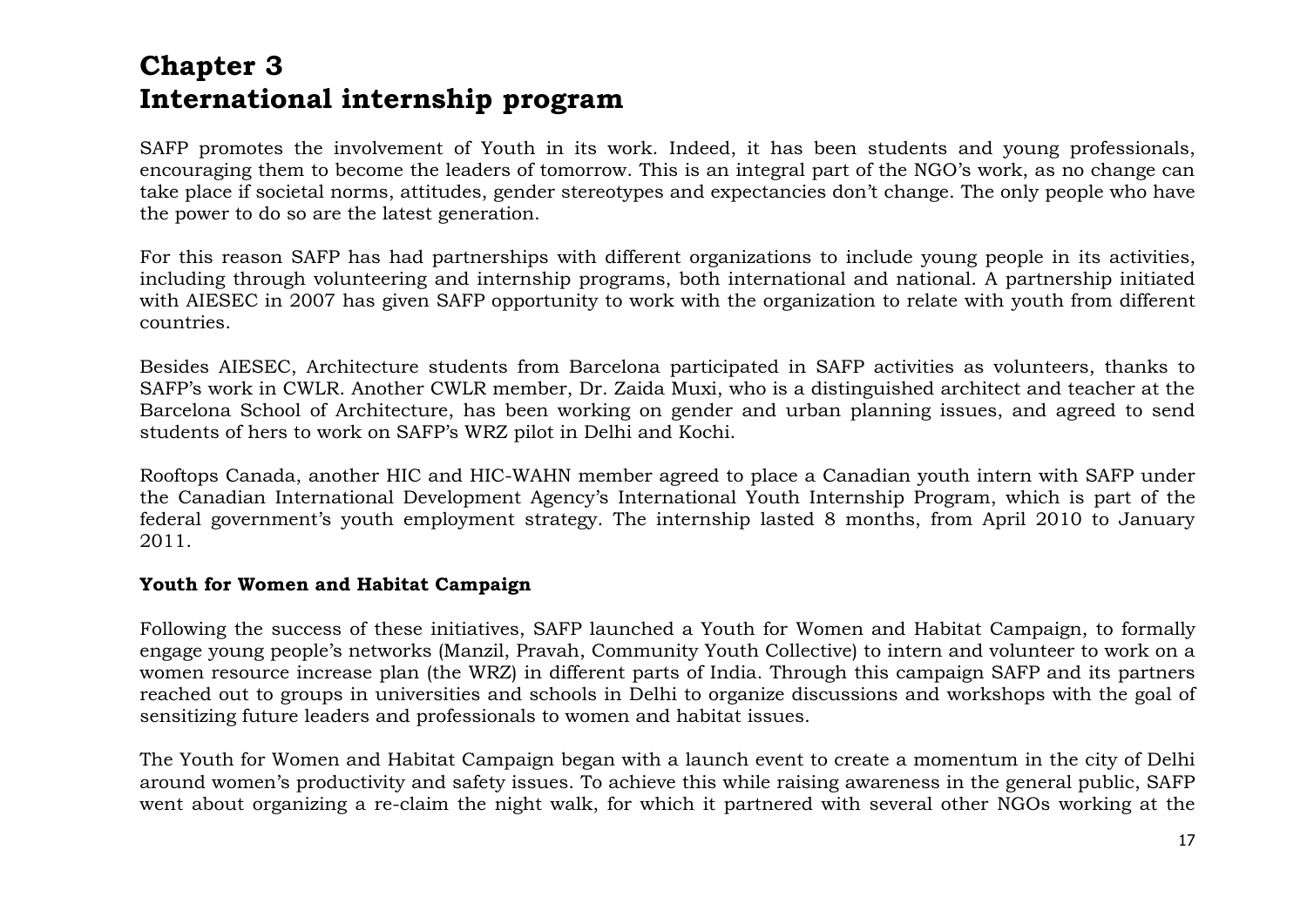# Chapter 3
# International internship program

SAFP promotes the involvement of Youth in its work. Indeed, it has been students and young professionals, encouraging them to become the leaders of tomorrow. This is an integral part of the NGO's work, as no change can take place if societal norms, attitudes, gender stereotypes and expectancies don't change. The only people who have the power to do so are the latest generation.

For this reason SAFP has had partnerships with different organizations to include young people in its activities, including through volunteering and internship programs, both international and national. A partnership initiated with AIESEC in 2007 has given SAFP opportunity to work with the organization to relate with youth from different countries.

Besides AIESEC, Architecture students from Barcelona participated in SAFP activities as volunteers, thanks to SAFP's work in CWLR. Another CWLR member, Dr. Zaida Muxi, who is a distinguished architect and teacher at the Barcelona School of Architecture, has been working on gender and urban planning issues, and agreed to send students of hers to work on SAFP's WRZ pilot in Delhi and Kochi.

Rooftops Canada, another HIC and HIC-WAHN member agreed to place a Canadian youth intern with SAFP under the Canadian International Development Agency's International Youth Internship Program, which is part of the federal government's youth employment strategy. The internship lasted 8 months, from April 2010 to January 2011.

**Youth for Women and Habitat Campaign**

Following the success of these initiatives, SAFP launched a Youth for Women and Habitat Campaign, to formally engage young people's networks (Manzil, Pravah, Community Youth Collective) to intern and volunteer to work on a women resource increase plan (the WRZ) in different parts of India. Through this campaign SAFP and its partners reached out to groups in universities and schools in Delhi to organize discussions and workshops with the goal of sensitizing future leaders and professionals to women and habitat issues.

The Youth for Women and Habitat Campaign began with a launch event to create a momentum in the city of Delhi around women's productivity and safety issues. To achieve this while raising awareness in the general public, SAFP went about organizing a re-claim the night walk, for which it partnered with several other NGOs working at the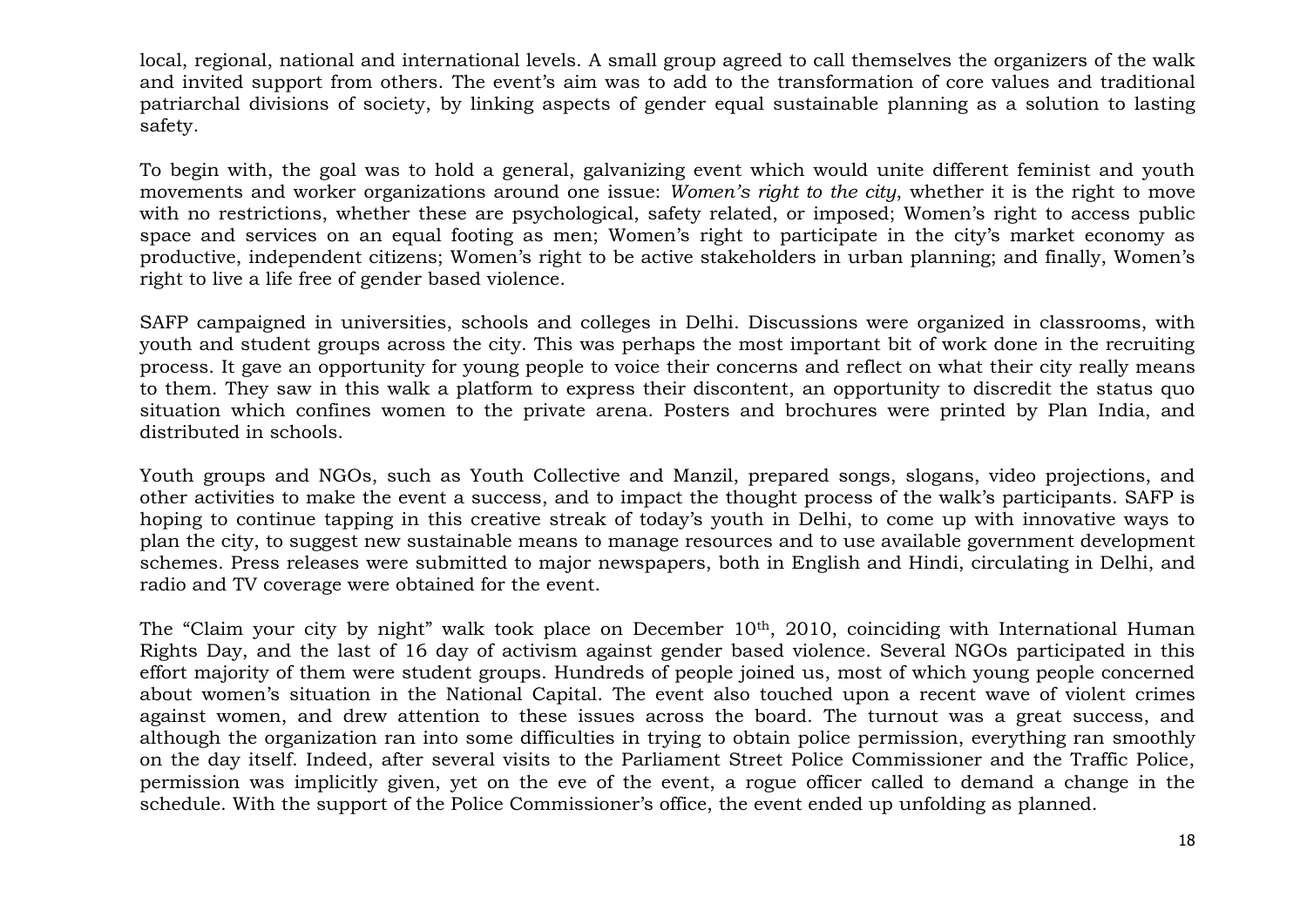local, regional, national and international levels. A small group agreed to call themselves the organizers of the walk and invited support from others. The event's aim was to add to the transformation of core values and traditional patriarchal divisions of society, by linking aspects of gender equal sustainable planning as a solution to lasting safety.

To begin with, the goal was to hold a general, galvanizing event which would unite different feminist and youth movements and worker organizations around one issue: *Women's right to the city*, whether it is the right to move with no restrictions, whether these are psychological, safety related, or imposed; Women's right to access public space and services on an equal footing as men; Women's right to participate in the city's market economy as productive, independent citizens; Women's right to be active stakeholders in urban planning; and finally, Women's right to live a life free of gender based violence.

SAFP campaigned in universities, schools and colleges in Delhi. Discussions were organized in classrooms, with youth and student groups across the city. This was perhaps the most important bit of work done in the recruiting process. It gave an opportunity for young people to voice their concerns and reflect on what their city really means to them. They saw in this walk a platform to express their discontent, an opportunity to discredit the status quo situation which confines women to the private arena. Posters and brochures were printed by Plan India, and distributed in schools.

Youth groups and NGOs, such as Youth Collective and Manzil, prepared songs, slogans, video projections, and other activities to make the event a success, and to impact the thought process of the walk's participants. SAFP is hoping to continue tapping in this creative streak of today's youth in Delhi, to come up with innovative ways to plan the city, to suggest new sustainable means to manage resources and to use available government development schemes. Press releases were submitted to major newspapers, both in English and Hindi, circulating in Delhi, and radio and TV coverage were obtained for the event.

The "Claim your city by night" walk took place on December 10th, 2010, coinciding with International Human Rights Day, and the last of 16 day of activism against gender based violence. Several NGOs participated in this effort majority of them were student groups. Hundreds of people joined us, most of which young people concerned about women's situation in the National Capital. The event also touched upon a recent wave of violent crimes against women, and drew attention to these issues across the board. The turnout was a great success, and although the organization ran into some difficulties in trying to obtain police permission, everything ran smoothly on the day itself. Indeed, after several visits to the Parliament Street Police Commissioner and the Traffic Police, permission was implicitly given, yet on the eve of the event, a rogue officer called to demand a change in the schedule. With the support of the Police Commissioner's office, the event ended up unfolding as planned.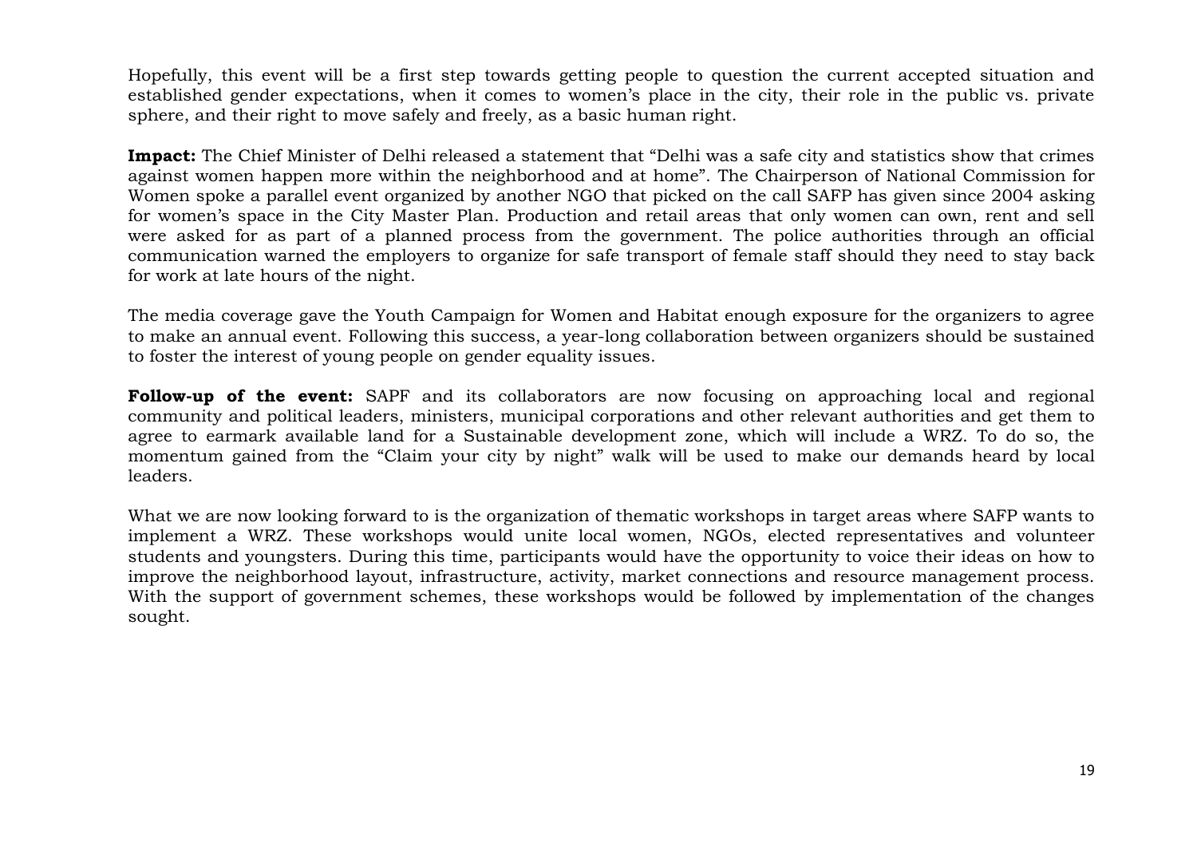Hopefully, this event will be a first step towards getting people to question the current accepted situation and established gender expectations, when it comes to women's place in the city, their role in the public vs. private sphere, and their right to move safely and freely, as a basic human right.

**Impact:** The Chief Minister of Delhi released a statement that "Delhi was a safe city and statistics show that crimes against women happen more within the neighborhood and at home". The Chairperson of National Commission for Women spoke a parallel event organized by another NGO that picked on the call SAFP has given since 2004 asking for women's space in the City Master Plan. Production and retail areas that only women can own, rent and sell were asked for as part of a planned process from the government. The police authorities through an official communication warned the employers to organize for safe transport of female staff should they need to stay back for work at late hours of the night.

The media coverage gave the Youth Campaign for Women and Habitat enough exposure for the organizers to agree to make an annual event. Following this success, a year-long collaboration between organizers should be sustained to foster the interest of young people on gender equality issues.

**Follow-up of the event:** SAPF and its collaborators are now focusing on approaching local and regional community and political leaders, ministers, municipal corporations and other relevant authorities and get them to agree to earmark available land for a Sustainable development zone, which will include a WRZ. To do so, the momentum gained from the "Claim your city by night" walk will be used to make our demands heard by local leaders.

What we are now looking forward to is the organization of thematic workshops in target areas where SAFP wants to implement a WRZ. These workshops would unite local women, NGOs, elected representatives and volunteer students and youngsters. During this time, participants would have the opportunity to voice their ideas on how to improve the neighborhood layout, infrastructure, activity, market connections and resource management process. With the support of government schemes, these workshops would be followed by implementation of the changes sought.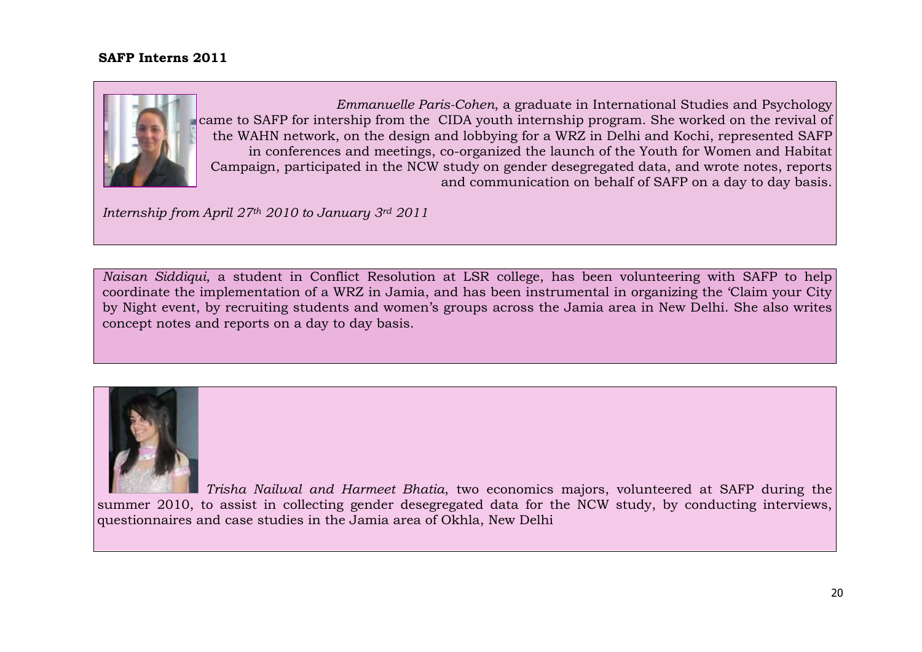**SAFP Interns 2011**

*Emmanuelle Paris-Cohen*, a graduate in International Studies and Psychology came to SAFP for intership from the CIDA youth internship program. She worked on the revival of the WAHN network, on the design and lobbying for a WRZ in Delhi and Kochi, represented SAFP in conferences and meetings, co-organized the launch of the Youth for Women and Habitat Campaign, participated in the NCW study on gender desegregated data, and wrote notes, reports and communication on behalf of SAFP on a day to day basis.

*Internship from April 27th 2010 to January 3rd 2011*

*Naisan Siddiqui*, a student in Conflict Resolution at LSR college, has been volunteering with SAFP to help coordinate the implementation of a WRZ in Jamia, and has been instrumental in organizing the 'Claim your City by Night event, by recruiting students and women's groups across the Jamia area in New Delhi. She also writes concept notes and reports on a day to day basis.

*Trisha Nailwal and Harmeet Bhatia*, two economics majors, volunteered at SAFP during the summer 2010, to assist in collecting gender desegregated data for the NCW study, by conducting interviews, questionnaires and case studies in the Jamia area of Okhla, New Delhi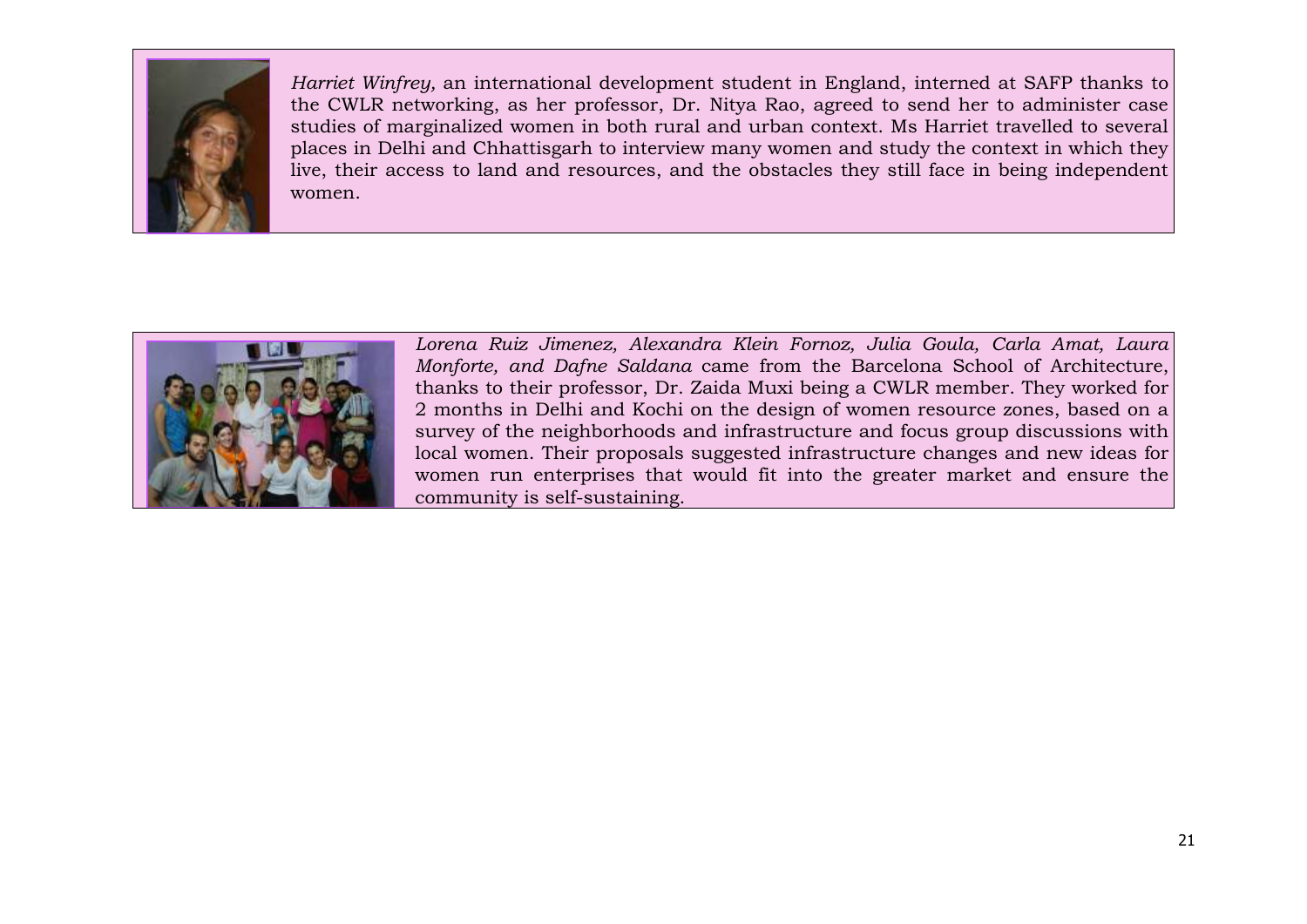*Harriet Winfrey,* an international development student in England, interned at SAFP thanks to the CWLR networking, as her professor, Dr. Nitya Rao, agreed to send her to administer case studies of marginalized women in both rural and urban context. Ms Harriet travelled to several places in Delhi and Chhattisgarh to interview many women and study the context in which they live, their access to land and resources, and the obstacles they still face in being independent women.

*Lorena Ruiz Jimenez, Alexandra Klein Fornoz, Julia Goula, Carla Amat, Laura Monforte, and Dafne Saldana* came from the Barcelona School of Architecture, thanks to their professor, Dr. Zaida Muxi being a CWLR member. They worked for 2 months in Delhi and Kochi on the design of women resource zones, based on a survey of the neighborhoods and infrastructure and focus group discussions with local women. Their proposals suggested infrastructure changes and new ideas for women run enterprises that would fit into the greater market and ensure the community is self-sustaining.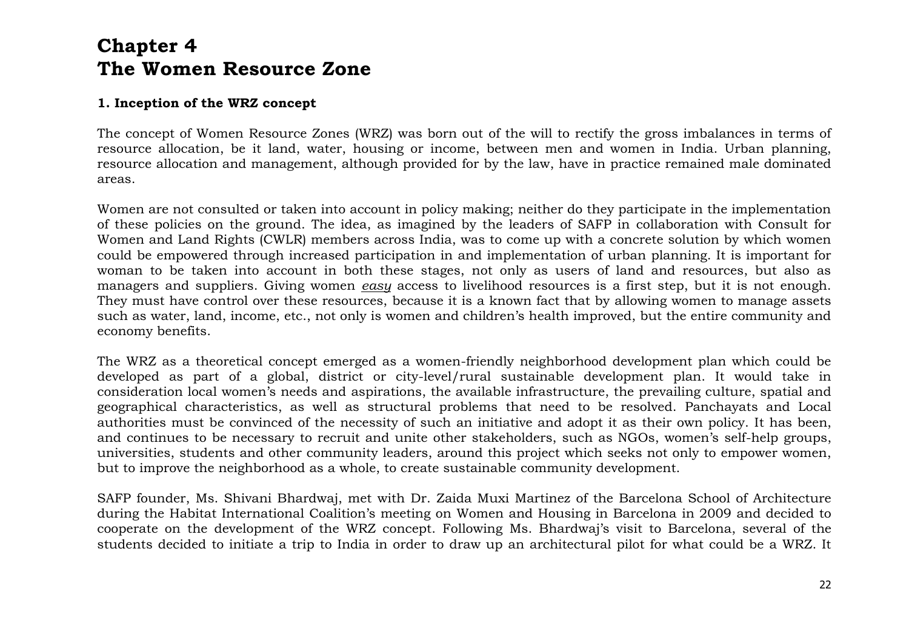# Chapter 4
# The Women Resource Zone

### 1. Inception of the WRZ concept

The concept of Women Resource Zones (WRZ) was born out of the will to rectify the gross imbalances in terms of resource allocation, be it land, water, housing or income, between men and women in India. Urban planning, resource allocation and management, although provided for by the law, have in practice remained male dominated areas.

Women are not consulted or taken into account in policy making; neither do they participate in the implementation of these policies on the ground. The idea, as imagined by the leaders of SAFP in collaboration with Consult for Women and Land Rights (CWLR) members across India, was to come up with a concrete solution by which women could be empowered through increased participation in and implementation of urban planning. It is important for woman to be taken into account in both these stages, not only as users of land and resources, but also as managers and suppliers. Giving women *easy* access to livelihood resources is a first step, but it is not enough. They must have control over these resources, because it is a known fact that by allowing women to manage assets such as water, land, income, etc., not only is women and children's health improved, but the entire community and economy benefits.

The WRZ as a theoretical concept emerged as a women-friendly neighborhood development plan which could be developed as part of a global, district or city-level/rural sustainable development plan. It would take in consideration local women's needs and aspirations, the available infrastructure, the prevailing culture, spatial and geographical characteristics, as well as structural problems that need to be resolved. Panchayats and Local authorities must be convinced of the necessity of such an initiative and adopt it as their own policy. It has been, and continues to be necessary to recruit and unite other stakeholders, such as NGOs, women's self-help groups, universities, students and other community leaders, around this project which seeks not only to empower women, but to improve the neighborhood as a whole, to create sustainable community development.

SAFP founder, Ms. Shivani Bhardwaj, met with Dr. Zaida Muxi Martinez of the Barcelona School of Architecture during the Habitat International Coalition's meeting on Women and Housing in Barcelona in 2009 and decided to cooperate on the development of the WRZ concept. Following Ms. Bhardwaj's visit to Barcelona, several of the students decided to initiate a trip to India in order to draw up an architectural pilot for what could be a WRZ. It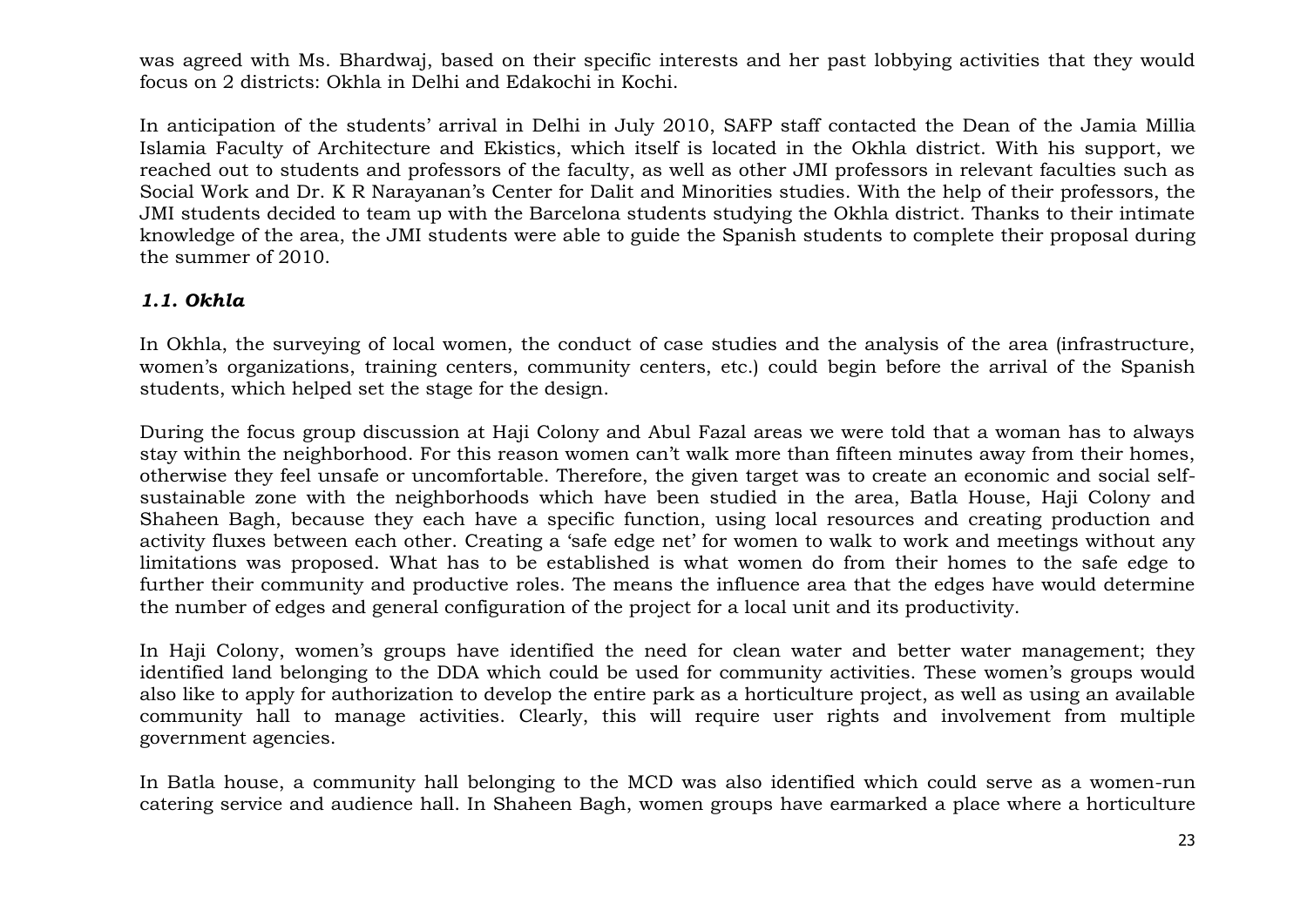was agreed with Ms. Bhardwaj, based on their specific interests and her past lobbying activities that they would focus on 2 districts: Okhla in Delhi and Edakochi in Kochi.

In anticipation of the students' arrival in Delhi in July 2010, SAFP staff contacted the Dean of the Jamia Millia Islamia Faculty of Architecture and Ekistics, which itself is located in the Okhla district. With his support, we reached out to students and professors of the faculty, as well as other JMI professors in relevant faculties such as Social Work and Dr. K R Narayanan's Center for Dalit and Minorities studies. With the help of their professors, the JMI students decided to team up with the Barcelona students studying the Okhla district. Thanks to their intimate knowledge of the area, the JMI students were able to guide the Spanish students to complete their proposal during the summer of 2010.

### *1.1. Okhla*

In Okhla, the surveying of local women, the conduct of case studies and the analysis of the area (infrastructure, women's organizations, training centers, community centers, etc.) could begin before the arrival of the Spanish students, which helped set the stage for the design.

During the focus group discussion at Haji Colony and Abul Fazal areas we were told that a woman has to always stay within the neighborhood. For this reason women can't walk more than fifteen minutes away from their homes, otherwise they feel unsafe or uncomfortable. Therefore, the given target was to create an economic and social self-sustainable zone with the neighborhoods which have been studied in the area, Batla House, Haji Colony and Shaheen Bagh, because they each have a specific function, using local resources and creating production and activity fluxes between each other. Creating a 'safe edge net' for women to walk to work and meetings without any limitations was proposed. What has to be established is what women do from their homes to the safe edge to further their community and productive roles. The means the influence area that the edges have would determine the number of edges and general configuration of the project for a local unit and its productivity.

In Haji Colony, women's groups have identified the need for clean water and better water management; they identified land belonging to the DDA which could be used for community activities. These women's groups would also like to apply for authorization to develop the entire park as a horticulture project, as well as using an available community hall to manage activities. Clearly, this will require user rights and involvement from multiple government agencies.

In Batla house, a community hall belonging to the MCD was also identified which could serve as a women-run catering service and audience hall. In Shaheen Bagh, women groups have earmarked a place where a horticulture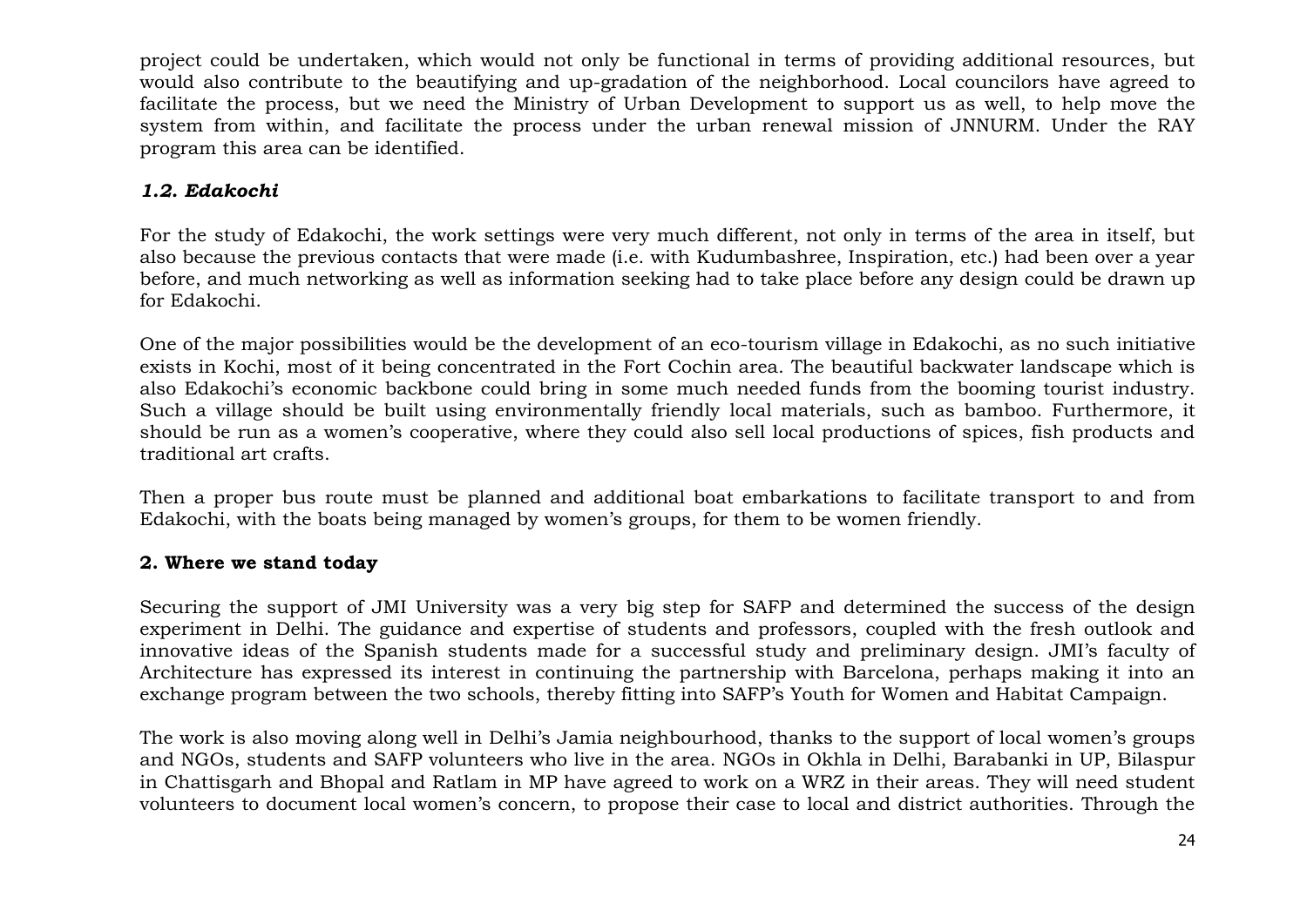project could be undertaken, which would not only be functional in terms of providing additional resources, but would also contribute to the beautifying and up-gradation of the neighborhood. Local councilors have agreed to facilitate the process, but we need the Ministry of Urban Development to support us as well, to help move the system from within, and facilitate the process under the urban renewal mission of JNNURM. Under the RAY program this area can be identified.

### *1.2. Edakochi*

For the study of Edakochi, the work settings were very much different, not only in terms of the area in itself, but also because the previous contacts that were made (i.e. with Kudumbashree, Inspiration, etc.) had been over a year before, and much networking as well as information seeking had to take place before any design could be drawn up for Edakochi.

One of the major possibilities would be the development of an eco-tourism village in Edakochi, as no such initiative exists in Kochi, most of it being concentrated in the Fort Cochin area. The beautiful backwater landscape which is also Edakochi's economic backbone could bring in some much needed funds from the booming tourist industry. Such a village should be built using environmentally friendly local materials, such as bamboo. Furthermore, it should be run as a women's cooperative, where they could also sell local productions of spices, fish products and traditional art crafts.

Then a proper bus route must be planned and additional boat embarkations to facilitate transport to and from Edakochi, with the boats being managed by women's groups, for them to be women friendly.

## 2. Where we stand today

Securing the support of JMI University was a very big step for SAFP and determined the success of the design experiment in Delhi. The guidance and expertise of students and professors, coupled with the fresh outlook and innovative ideas of the Spanish students made for a successful study and preliminary design. JMI's faculty of Architecture has expressed its interest in continuing the partnership with Barcelona, perhaps making it into an exchange program between the two schools, thereby fitting into SAFP's Youth for Women and Habitat Campaign.

The work is also moving along well in Delhi's Jamia neighbourhood, thanks to the support of local women's groups and NGOs, students and SAFP volunteers who live in the area. NGOs in Okhla in Delhi, Barabanki in UP, Bilaspur in Chattisgarh and Bhopal and Ratlam in MP have agreed to work on a WRZ in their areas. They will need student volunteers to document local women's concern, to propose their case to local and district authorities. Through the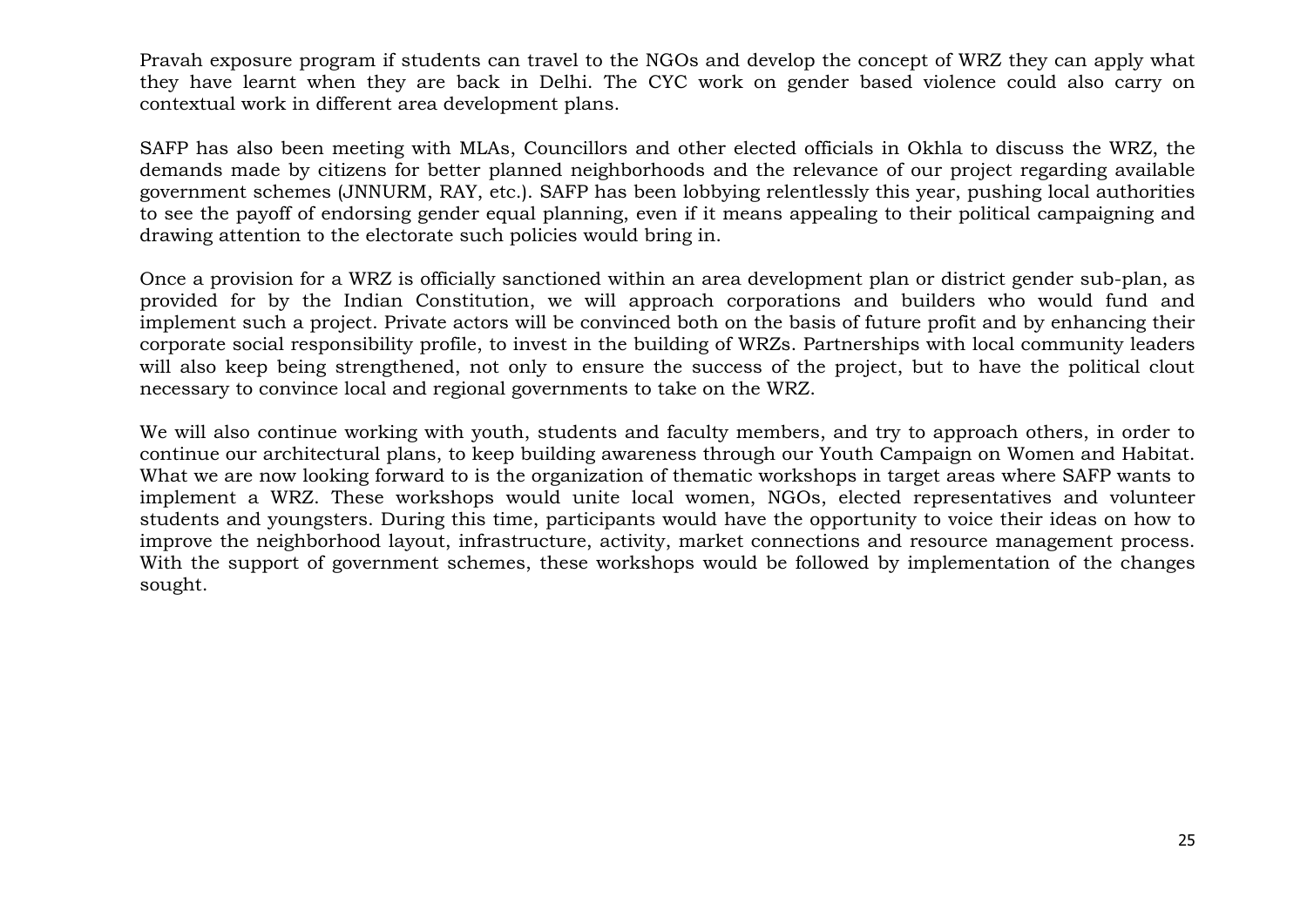Pravah exposure program if students can travel to the NGOs and develop the concept of WRZ they can apply what they have learnt when they are back in Delhi. The CYC work on gender based violence could also carry on contextual work in different area development plans.

SAFP has also been meeting with MLAs, Councillors and other elected officials in Okhla to discuss the WRZ, the demands made by citizens for better planned neighborhoods and the relevance of our project regarding available government schemes (JNNURM, RAY, etc.). SAFP has been lobbying relentlessly this year, pushing local authorities to see the payoff of endorsing gender equal planning, even if it means appealing to their political campaigning and drawing attention to the electorate such policies would bring in.

Once a provision for a WRZ is officially sanctioned within an area development plan or district gender sub-plan, as provided for by the Indian Constitution, we will approach corporations and builders who would fund and implement such a project. Private actors will be convinced both on the basis of future profit and by enhancing their corporate social responsibility profile, to invest in the building of WRZs. Partnerships with local community leaders will also keep being strengthened, not only to ensure the success of the project, but to have the political clout necessary to convince local and regional governments to take on the WRZ.

We will also continue working with youth, students and faculty members, and try to approach others, in order to continue our architectural plans, to keep building awareness through our Youth Campaign on Women and Habitat. What we are now looking forward to is the organization of thematic workshops in target areas where SAFP wants to implement a WRZ. These workshops would unite local women, NGOs, elected representatives and volunteer students and youngsters. During this time, participants would have the opportunity to voice their ideas on how to improve the neighborhood layout, infrastructure, activity, market connections and resource management process. With the support of government schemes, these workshops would be followed by implementation of the changes sought.